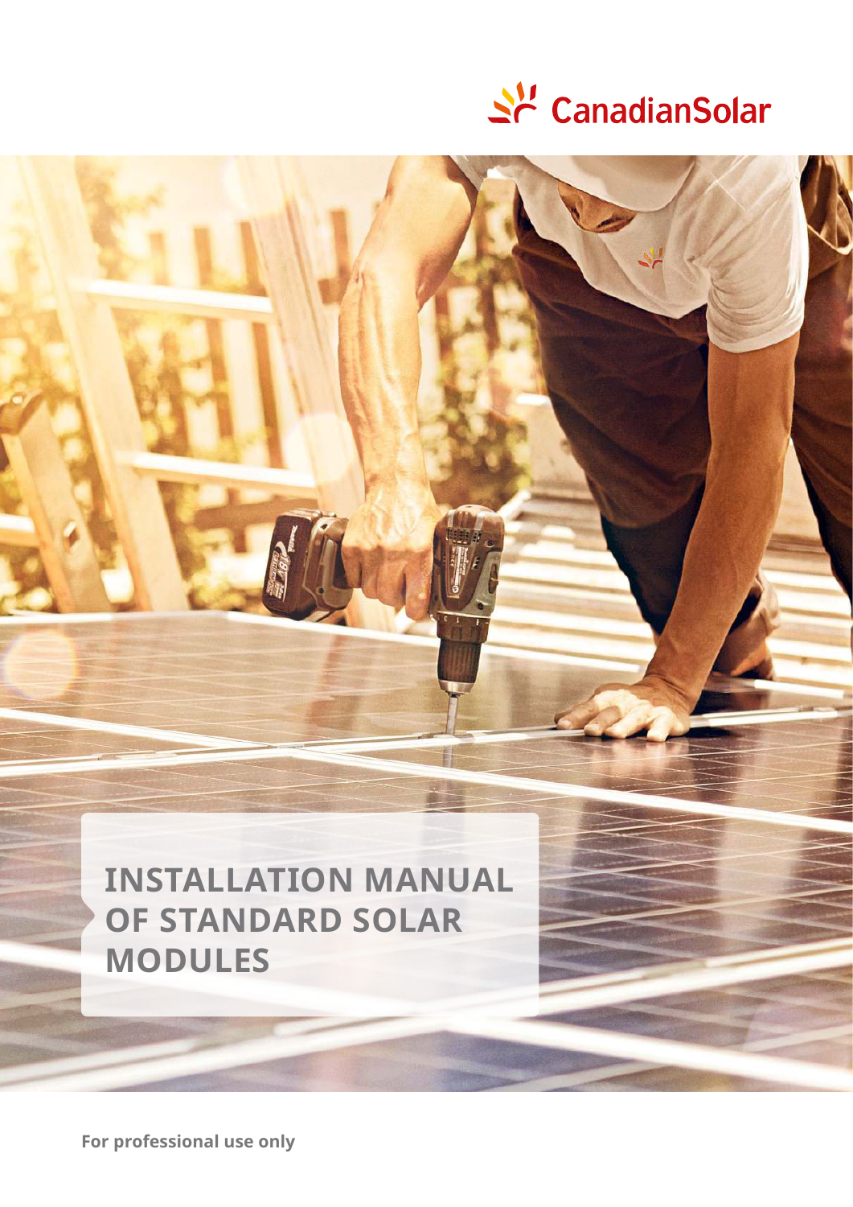CanadianSolar

# INSTALLATION MANUAL OF STANDARD SOLAR MODULES

For professional use only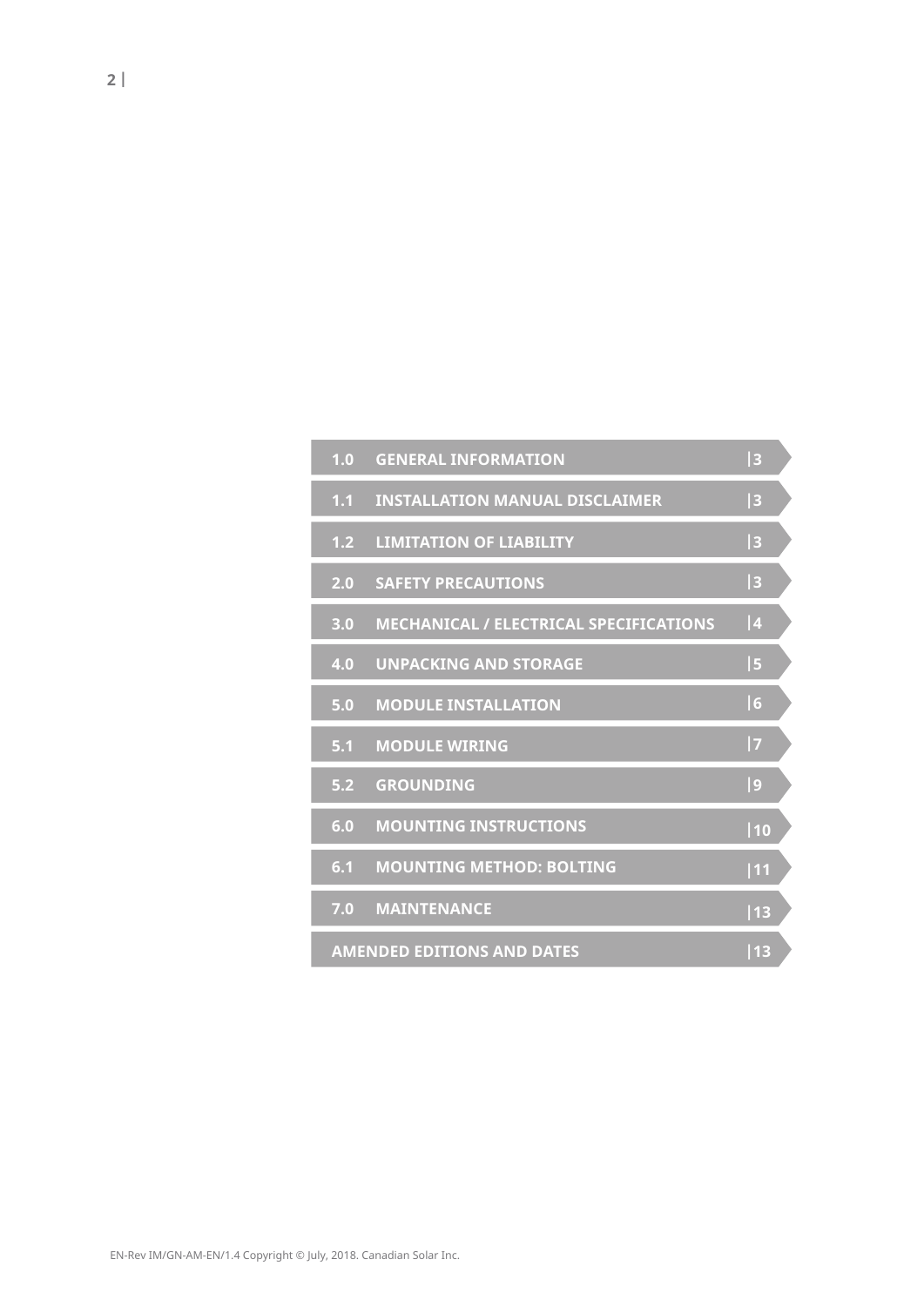| Section | Title | Page |
|---|---|---|
| 1.0 | GENERAL INFORMATION | 3 |
| 1.1 | INSTALLATION MANUAL DISCLAIMER | 3 |
| 1.2 | LIMITATION OF LIABILITY | 3 |
| 2.0 | SAFETY PRECAUTIONS | 3 |
| 3.0 | MECHANICAL / ELECTRICAL SPECIFICATIONS | 4 |
| 4.0 | UNPACKING AND STORAGE | 5 |
| 5.0 | MODULE INSTALLATION | 6 |
| 5.1 | MODULE WIRING | 7 |
| 5.2 | GROUNDING | 9 |
| 6.0 | MOUNTING INSTRUCTIONS | 10 |
| 6.1 | MOUNTING METHOD: BOLTING | 11 |
| 7.0 | MAINTENANCE | 13 |
| | AMENDED EDITIONS AND DATES | 13 |

EN-Rev IM/GN-AM-EN/1.4 Copyright © July, 2018. Canadian Solar Inc.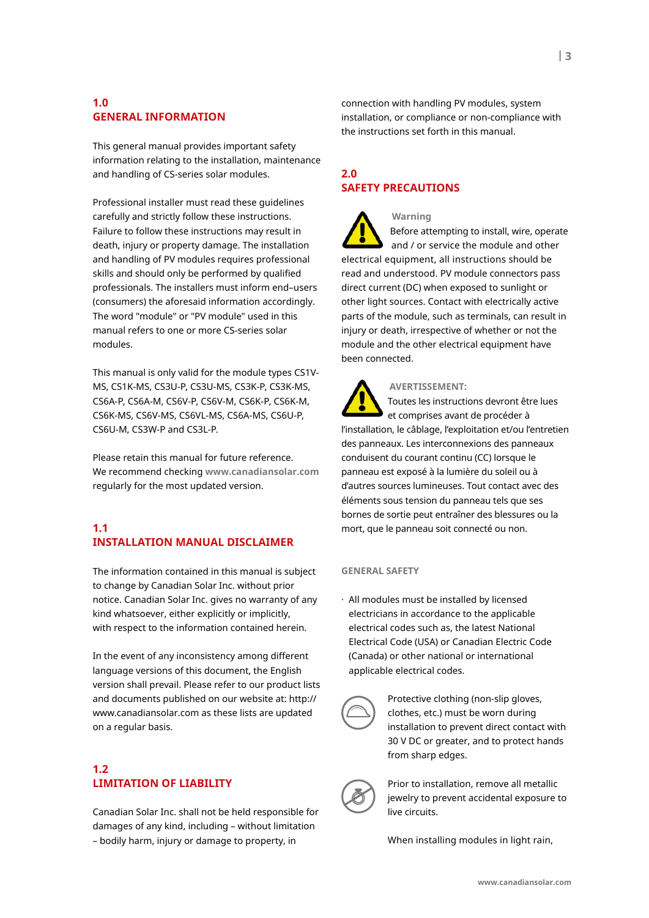## 1.0 GENERAL INFORMATION

This general manual provides important safety information relating to the installation, maintenance and handling of CS-series solar modules.

Professional installer must read these guidelines carefully and strictly follow these instructions. Failure to follow these instructions may result in death, injury or property damage. The installation and handling of PV modules requires professional skills and should only be performed by qualified professionals. The installers must inform end–users (consumers) the aforesaid information accordingly. The word "module" or "PV module" used in this manual refers to one or more CS-series solar modules.

This manual is only valid for the module types CS1V-MS, CS1K-MS, CS3U-P, CS3U-MS, CS3K-P, CS3K-MS, CS6A-P, CS6A-M, CS6V-P, CS6V-M, CS6K-P, CS6K-M, CS6K-MS, CS6V-MS, CS6VL-MS, CS6A-MS, CS6U-P, CS6U-M, CS3W-P and CS3L-P.

Please retain this manual for future reference. We recommend checking **www.canadiansolar.com** regularly for the most updated version.

## 1.1 INSTALLATION MANUAL DISCLAIMER

The information contained in this manual is subject to change by Canadian Solar Inc. without prior notice. Canadian Solar Inc. gives no warranty of any kind whatsoever, either explicitly or implicitly, with respect to the information contained herein.

In the event of any inconsistency among different language versions of this document, the English version shall prevail. Please refer to our product lists and documents published on our website at: http://www.canadiansolar.com as these lists are updated on a regular basis.

## 1.2 LIMITATION OF LIABILITY

Canadian Solar Inc. shall not be held responsible for damages of any kind, including – without limitation – bodily harm, injury or damage to property, in connection with handling PV modules, system installation, or compliance or non-compliance with the instructions set forth in this manual.

## 2.0 SAFETY PRECAUTIONS

**Warning**

Before attempting to install, wire, operate and / or service the module and other electrical equipment, all instructions should be read and understood. PV module connectors pass direct current (DC) when exposed to sunlight or other light sources. Contact with electrically active parts of the module, such as terminals, can result in injury or death, irrespective of whether or not the module and the other electrical equipment have been connected.

**AVERTISSEMENT:**

Toutes les instructions devront être lues et comprises avant de procéder à l'installation, le câblage, l'exploitation et/ou l'entretien des panneaux. Les interconnexions des panneaux conduisent du courant continu (CC) lorsque le panneau est exposé à la lumière du soleil ou à d'autres sources lumineuses. Tout contact avec des éléments sous tension du panneau tels que ses bornes de sortie peut entraîner des blessures ou la mort, que le panneau soit connecté ou non.

### GENERAL SAFETY

- All modules must be installed by licensed electricians in accordance to the applicable electrical codes such as, the latest National Electrical Code (USA) or Canadian Electric Code (Canada) or other national or international applicable electrical codes.

Protective clothing (non-slip gloves, clothes, etc.) must be worn during installation to prevent direct contact with 30 V DC or greater, and to protect hands from sharp edges.

Prior to installation, remove all metallic jewelry to prevent accidental exposure to live circuits.

When installing modules in light rain,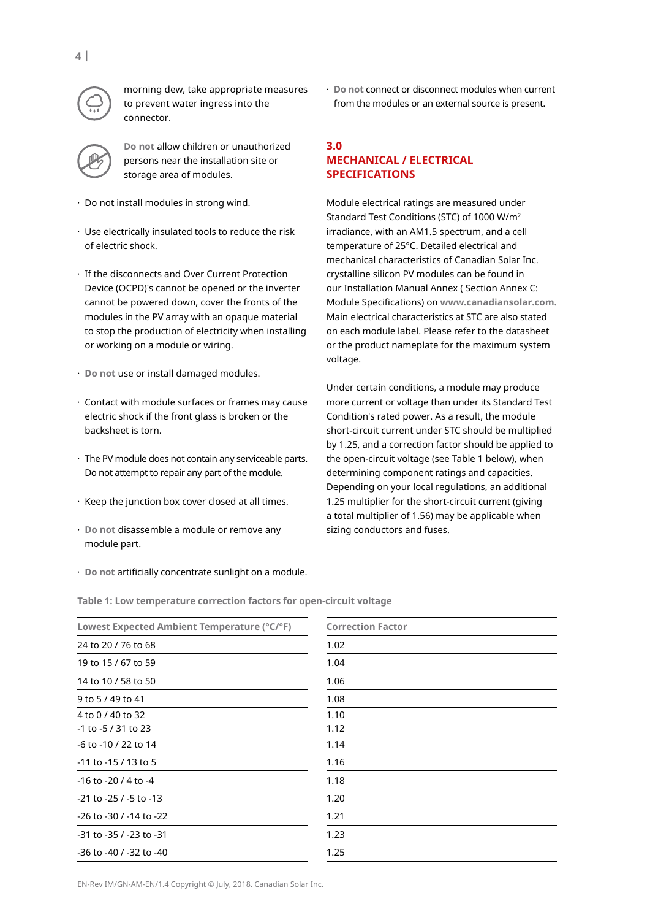morning dew, take appropriate measures to prevent water ingress into the connector.

**Do not** allow children or unauthorized persons near the installation site or storage area of modules.

- Do not install modules in strong wind.
- Use electrically insulated tools to reduce the risk of electric shock.
- If the disconnects and Over Current Protection Device (OCPD)'s cannot be opened or the inverter cannot be powered down, cover the fronts of the modules in the PV array with an opaque material to stop the production of electricity when installing or working on a module or wiring.
- **Do not** use or install damaged modules.
- Contact with module surfaces or frames may cause electric shock if the front glass is broken or the backsheet is torn.
- The PV module does not contain any serviceable parts. Do not attempt to repair any part of the module.
- Keep the junction box cover closed at all times.
- **Do not** disassemble a module or remove any module part.
- **Do not** artificially concentrate sunlight on a module.
- **Do not** connect or disconnect modules when current from the modules or an external source is present.

## 3.0 MECHANICAL / ELECTRICAL SPECIFICATIONS

Module electrical ratings are measured under Standard Test Conditions (STC) of 1000 W/m$^2$ irradiance, with an AM1.5 spectrum, and a cell temperature of 25°C. Detailed electrical and mechanical characteristics of Canadian Solar Inc. crystalline silicon PV modules can be found in our Installation Manual Annex ( Section Annex C: Module Specifications) on **www.canadiansolar.com.** Main electrical characteristics at STC are also stated on each module label. Please refer to the datasheet or the product nameplate for the maximum system voltage.

Under certain conditions, a module may produce more current or voltage than under its Standard Test Condition's rated power. As a result, the module short-circuit current under STC should be multiplied by 1.25, and a correction factor should be applied to the open-circuit voltage (see Table 1 below), when determining component ratings and capacities. Depending on your local regulations, an additional 1.25 multiplier for the short-circuit current (giving a total multiplier of 1.56) may be applicable when sizing conductors and fuses.

**Table 1: Low temperature correction factors for open-circuit voltage**

| Lowest Expected Ambient Temperature (°C/°F) | Correction Factor |
|---|---|
| 24 to 20 / 76 to 68 | 1.02 |
| 19 to 15 / 67 to 59 | 1.04 |
| 14 to 10 / 58 to 50 | 1.06 |
| 9 to 5 / 49 to 41 | 1.08 |
| 4 to 0 / 40 to 32 | 1.10 |
| -1 to -5 / 31 to 23 | 1.12 |
| -6 to -10 / 22 to 14 | 1.14 |
| -11 to -15 / 13 to 5 | 1.16 |
| -16 to -20 / 4 to -4 | 1.18 |
| -21 to -25 / -5 to -13 | 1.20 |
| -26 to -30 / -14 to -22 | 1.21 |
| -31 to -35 / -23 to -31 | 1.23 |
| -36 to -40 / -32 to -40 | 1.25 |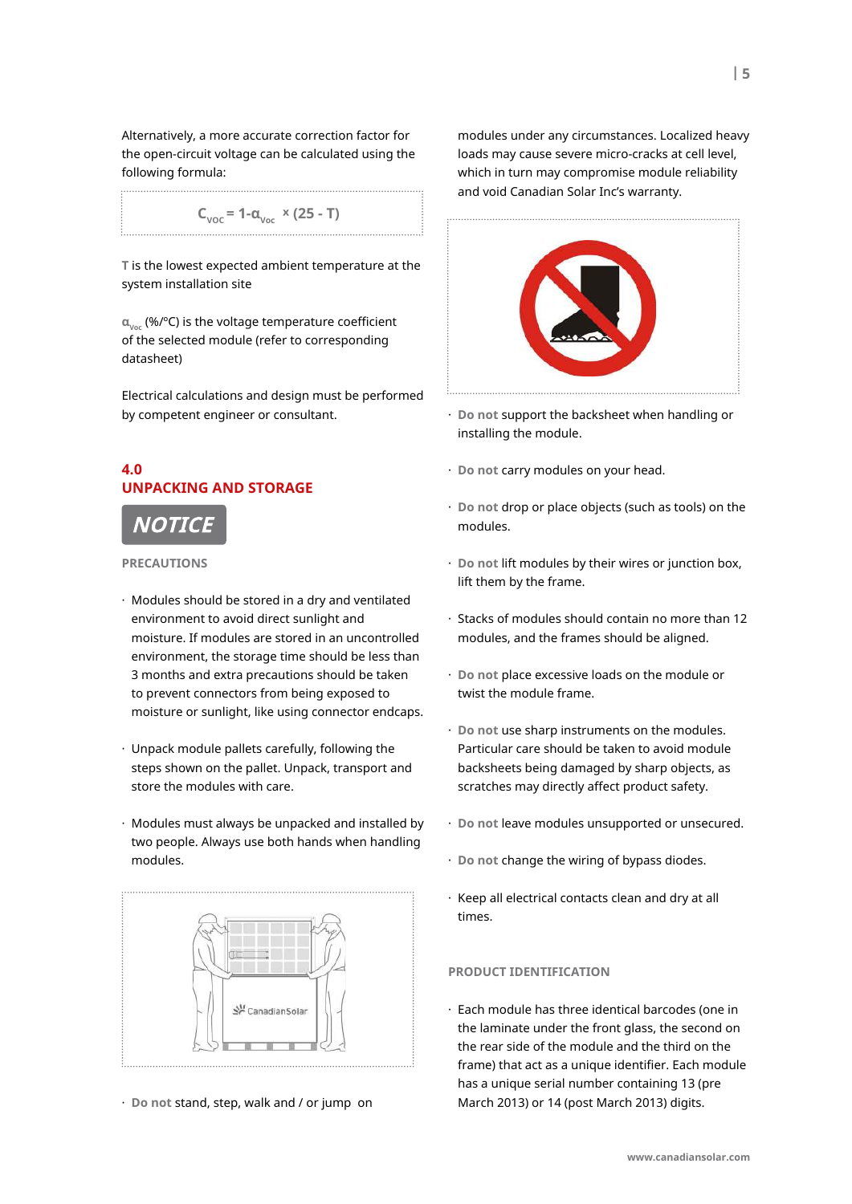Alternatively, a more accurate correction factor for the open-circuit voltage can be calculated using the following formula:

$$C_{VOC} = 1 - \alpha_{Voc} \times (25 - T)$$

**T** is the lowest expected ambient temperature at the system installation site

$\alpha_{Voc}$ (%/°C) is the voltage temperature coefficient of the selected module (refer to corresponding datasheet)

Electrical calculations and design must be performed by competent engineer or consultant.

## 4.0 UNPACKING AND STORAGE

**NOTICE**

**PRECAUTIONS**

- Modules should be stored in a dry and ventilated environment to avoid direct sunlight and moisture. If modules are stored in an uncontrolled environment, the storage time should be less than 3 months and extra precautions should be taken to prevent connectors from being exposed to moisture or sunlight, like using connector endcaps.
- Unpack module pallets carefully, following the steps shown on the pallet. Unpack, transport and store the modules with care.
- Modules must always be unpacked and installed by two people. Always use both hands when handling modules.
- **Do not** stand, step, walk and / or jump on modules under any circumstances. Localized heavy loads may cause severe micro-cracks at cell level, which in turn may compromise module reliability and void Canadian Solar Inc's warranty.
- **Do not** support the backsheet when handling or installing the module.
- **Do not** carry modules on your head.
- **Do not** drop or place objects (such as tools) on the modules.
- **Do not** lift modules by their wires or junction box, lift them by the frame.
- Stacks of modules should contain no more than 12 modules, and the frames should be aligned.
- **Do not** place excessive loads on the module or twist the module frame.
- **Do not** use sharp instruments on the modules. Particular care should be taken to avoid module backsheets being damaged by sharp objects, as scratches may directly affect product safety.
- **Do not** leave modules unsupported or unsecured.
- **Do not** change the wiring of bypass diodes.
- Keep all electrical contacts clean and dry at all times.

**PRODUCT IDENTIFICATION**

- Each module has three identical barcodes (one in the laminate under the front glass, the second on the rear side of the module and the third on the frame) that act as a unique identifier. Each module has a unique serial number containing 13 (pre March 2013) or 14 (post March 2013) digits.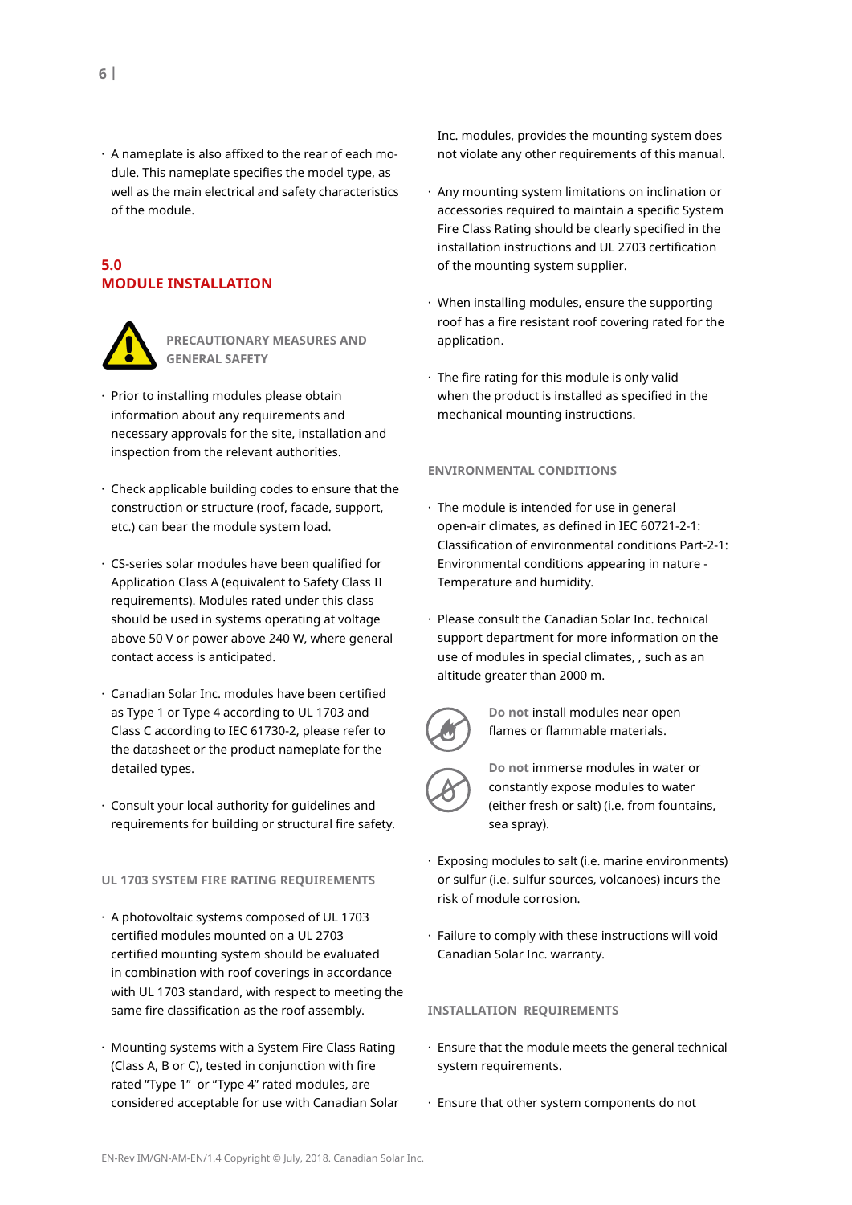- A nameplate is also affixed to the rear of each module. This nameplate specifies the model type, as well as the main electrical and safety characteristics of the module.

## 5.0 MODULE INSTALLATION

### PRECAUTIONARY MEASURES AND GENERAL SAFETY

- Prior to installing modules please obtain information about any requirements and necessary approvals for the site, installation and inspection from the relevant authorities.
- Check applicable building codes to ensure that the construction or structure (roof, facade, support, etc.) can bear the module system load.
- CS-series solar modules have been qualified for Application Class A (equivalent to Safety Class II requirements). Modules rated under this class should be used in systems operating at voltage above 50 V or power above 240 W, where general contact access is anticipated.
- Canadian Solar Inc. modules have been certified as Type 1 or Type 4 according to UL 1703 and Class C according to IEC 61730-2, please refer to the datasheet or the product nameplate for the detailed types.
- Consult your local authority for guidelines and requirements for building or structural fire safety.

### UL 1703 SYSTEM FIRE RATING REQUIREMENTS

- A photovoltaic systems composed of UL 1703 certified modules mounted on a UL 2703 certified mounting system should be evaluated in combination with roof coverings in accordance with UL 1703 standard, with respect to meeting the same fire classification as the roof assembly.
- Mounting systems with a System Fire Class Rating (Class A, B or C), tested in conjunction with fire rated "Type 1" or "Type 4" rated modules, are considered acceptable for use with Canadian Solar Inc. modules, provides the mounting system does not violate any other requirements of this manual.
- Any mounting system limitations on inclination or accessories required to maintain a specific System Fire Class Rating should be clearly specified in the installation instructions and UL 2703 certification of the mounting system supplier.
- When installing modules, ensure the supporting roof has a fire resistant roof covering rated for the application.
- The fire rating for this module is only valid when the product is installed as specified in the mechanical mounting instructions.

### ENVIRONMENTAL CONDITIONS

- The module is intended for use in general open-air climates, as defined in IEC 60721-2-1: Classification of environmental conditions Part-2-1: Environmental conditions appearing in nature - Temperature and humidity.
- Please consult the Canadian Solar Inc. technical support department for more information on the use of modules in special climates, , such as an altitude greater than 2000 m.

**Do not** install modules near open flames or flammable materials.

**Do not** immerse modules in water or constantly expose modules to water (either fresh or salt) (i.e. from fountains, sea spray).

- Exposing modules to salt (i.e. marine environments) or sulfur (i.e. sulfur sources, volcanoes) incurs the risk of module corrosion.
- Failure to comply with these instructions will void Canadian Solar Inc. warranty.

### INSTALLATION REQUIREMENTS

- Ensure that the module meets the general technical system requirements.
- Ensure that other system components do not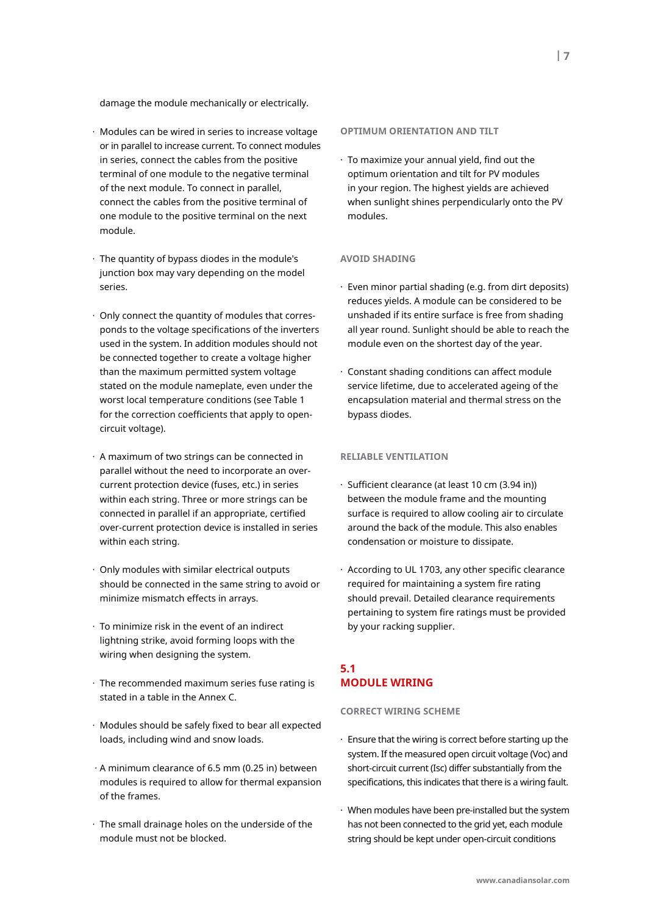damage the module mechanically or electrically.

- Modules can be wired in series to increase voltage or in parallel to increase current. To connect modules in series, connect the cables from the positive terminal of one module to the negative terminal of the next module. To connect in parallel, connect the cables from the positive terminal of one module to the positive terminal on the next module.

- The quantity of bypass diodes in the module's junction box may vary depending on the model series.

- Only connect the quantity of modules that corresponds to the voltage specifications of the inverters used in the system. In addition modules should not be connected together to create a voltage higher than the maximum permitted system voltage stated on the module nameplate, even under the worst local temperature conditions (see Table 1 for the correction coefficients that apply to open-circuit voltage).

- A maximum of two strings can be connected in parallel without the need to incorporate an over-current protection device (fuses, etc.) in series within each string. Three or more strings can be connected in parallel if an appropriate, certified over-current protection device is installed in series within each string.

- Only modules with similar electrical outputs should be connected in the same string to avoid or minimize mismatch effects in arrays.

- To minimize risk in the event of an indirect lightning strike, avoid forming loops with the wiring when designing the system.

- The recommended maximum series fuse rating is stated in a table in the Annex C.

- Modules should be safely fixed to bear all expected loads, including wind and snow loads.

- A minimum clearance of 6.5 mm (0.25 in) between modules is required to allow for thermal expansion of the frames.

- The small drainage holes on the underside of the module must not be blocked.

#### OPTIMUM ORIENTATION AND TILT

- To maximize your annual yield, find out the optimum orientation and tilt for PV modules in your region. The highest yields are achieved when sunlight shines perpendicularly onto the PV modules.

#### AVOID SHADING

- Even minor partial shading (e.g. from dirt deposits) reduces yields. A module can be considered to be unshaded if its entire surface is free from shading all year round. Sunlight should be able to reach the module even on the shortest day of the year.

- Constant shading conditions can affect module service lifetime, due to accelerated ageing of the encapsulation material and thermal stress on the bypass diodes.

#### RELIABLE VENTILATION

- Sufficient clearance (at least 10 cm (3.94 in)) between the module frame and the mounting surface is required to allow cooling air to circulate around the back of the module. This also enables condensation or moisture to dissipate.

- According to UL 1703, any other specific clearance required for maintaining a system fire rating should prevail. Detailed clearance requirements pertaining to system fire ratings must be provided by your racking supplier.

## 5.1 MODULE WIRING

#### CORRECT WIRING SCHEME

- Ensure that the wiring is correct before starting up the system. If the measured open circuit voltage (Voc) and short-circuit current (Isc) differ substantially from the specifications, this indicates that there is a wiring fault.

- When modules have been pre-installed but the system has not been connected to the grid yet, each module string should be kept under open-circuit conditions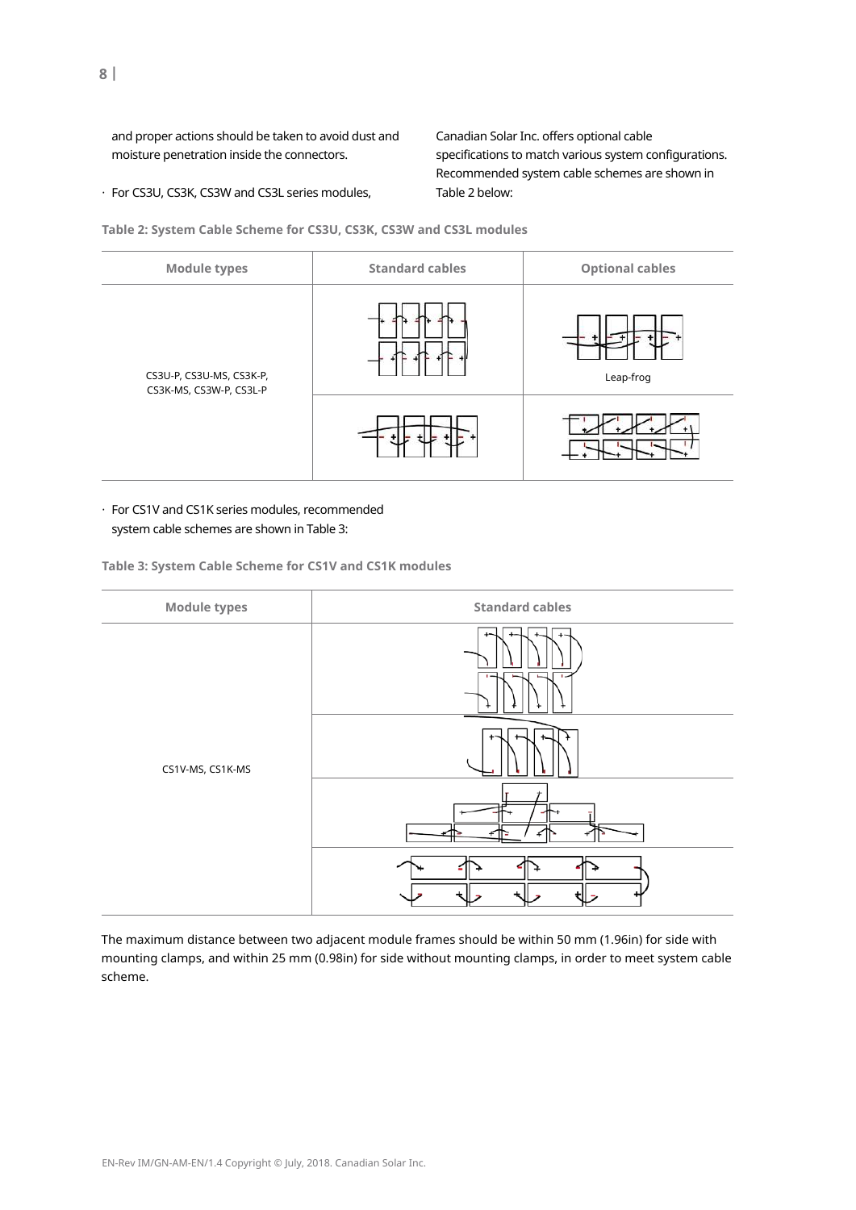and proper actions should be taken to avoid dust and moisture penetration inside the connectors.

- For CS3U, CS3K, CS3W and CS3L series modules, Canadian Solar Inc. offers optional cable specifications to match various system configurations. Recommended system cable schemes are shown in Table 2 below:

**Table 2: System Cable Scheme for CS3U, CS3K, CS3W and CS3L modules**

| Module types | Standard cables | Optional cables |
|---|---|---|
| CS3U-P, CS3U-MS, CS3K-P, CS3K-MS, CS3W-P, CS3L-P | | Leap-frog |
| | | |

- For CS1V and CS1K series modules, recommended system cable schemes are shown in Table 3:

**Table 3: System Cable Scheme for CS1V and CS1K modules**

| Module types | Standard cables |
|---|---|
| CS1V-MS, CS1K-MS | |
| | |
| | |
| | |

The maximum distance between two adjacent module frames should be within 50 mm (1.96in) for side with mounting clamps, and within 25 mm (0.98in) for side without mounting clamps, in order to meet system cable scheme.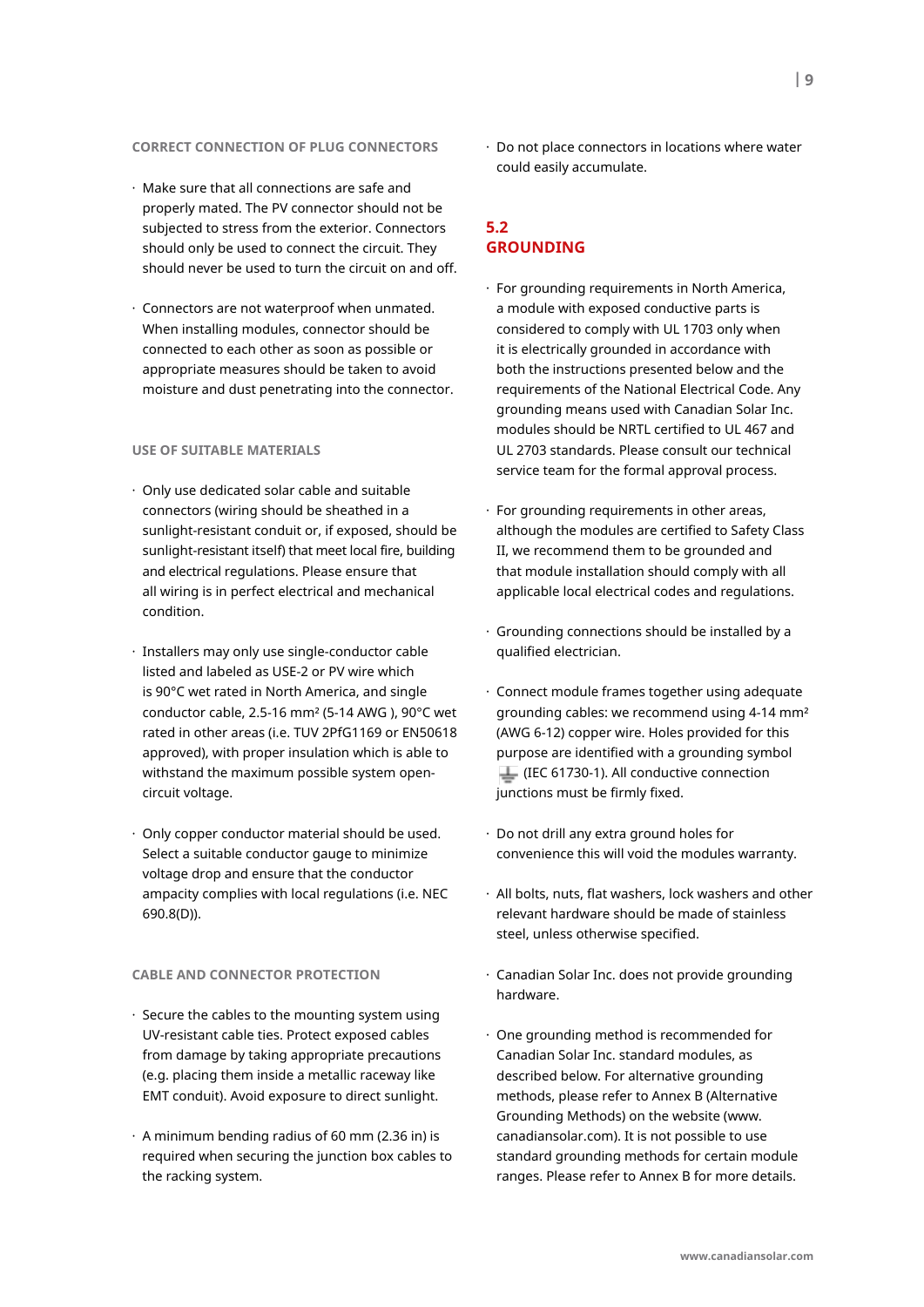### CORRECT CONNECTION OF PLUG CONNECTORS

- Make sure that all connections are safe and properly mated. The PV connector should not be subjected to stress from the exterior. Connectors should only be used to connect the circuit. They should never be used to turn the circuit on and off.
- Connectors are not waterproof when unmated. When installing modules, connector should be connected to each other as soon as possible or appropriate measures should be taken to avoid moisture and dust penetrating into the connector.

### USE OF SUITABLE MATERIALS

- Only use dedicated solar cable and suitable connectors (wiring should be sheathed in a sunlight-resistant conduit or, if exposed, should be sunlight-resistant itself) that meet local fire, building and electrical regulations. Please ensure that all wiring is in perfect electrical and mechanical condition.
- Installers may only use single-conductor cable listed and labeled as USE-2 or PV wire which is 90°C wet rated in North America, and single conductor cable, 2.5-16 mm² (5-14 AWG ), 90°C wet rated in other areas (i.e. TUV 2PfG1169 or EN50618 approved), with proper insulation which is able to withstand the maximum possible system open-circuit voltage.
- Only copper conductor material should be used. Select a suitable conductor gauge to minimize voltage drop and ensure that the conductor ampacity complies with local regulations (i.e. NEC 690.8(D)).

### CABLE AND CONNECTOR PROTECTION

- Secure the cables to the mounting system using UV-resistant cable ties. Protect exposed cables from damage by taking appropriate precautions (e.g. placing them inside a metallic raceway like EMT conduit). Avoid exposure to direct sunlight.
- A minimum bending radius of 60 mm (2.36 in) is required when securing the junction box cables to the racking system.
- Do not place connectors in locations where water could easily accumulate.

## 5.2 GROUNDING

- For grounding requirements in North America, a module with exposed conductive parts is considered to comply with UL 1703 only when it is electrically grounded in accordance with both the instructions presented below and the requirements of the National Electrical Code. Any grounding means used with Canadian Solar Inc. modules should be NRTL certified to UL 467 and UL 2703 standards. Please consult our technical service team for the formal approval process.
- For grounding requirements in other areas, although the modules are certified to Safety Class II, we recommend them to be grounded and that module installation should comply with all applicable local electrical codes and regulations.
- Grounding connections should be installed by a qualified electrician.
- Connect module frames together using adequate grounding cables: we recommend using 4-14 mm² (AWG 6-12) copper wire. Holes provided for this purpose are identified with a grounding symbol ⏚ (IEC 61730-1). All conductive connection junctions must be firmly fixed.
- Do not drill any extra ground holes for convenience this will void the modules warranty.
- All bolts, nuts, flat washers, lock washers and other relevant hardware should be made of stainless steel, unless otherwise specified.
- Canadian Solar Inc. does not provide grounding hardware.
- One grounding method is recommended for Canadian Solar Inc. standard modules, as described below. For alternative grounding methods, please refer to Annex B (Alternative Grounding Methods) on the website (www.canadiansolar.com). It is not possible to use standard grounding methods for certain module ranges. Please refer to Annex B for more details.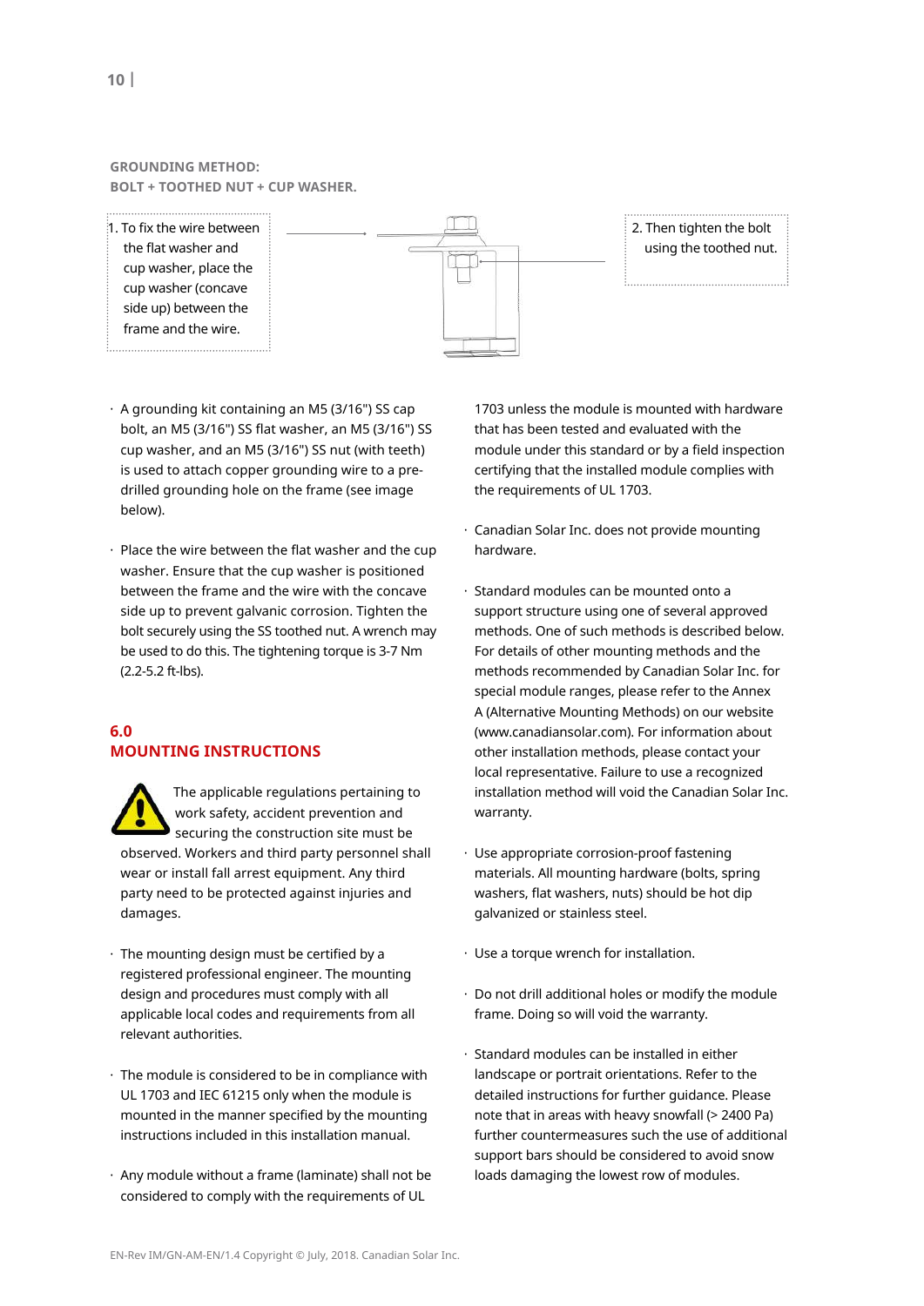**GROUNDING METHOD:**
**BOLT + TOOTHED NUT + CUP WASHER.**

1. To fix the wire between the flat washer and cup washer, place the cup washer (concave side up) between the frame and the wire.

2. Then tighten the bolt using the toothed nut.

- A grounding kit containing an M5 (3/16") SS cap bolt, an M5 (3/16") SS flat washer, an M5 (3/16") SS cup washer, and an M5 (3/16") SS nut (with teeth) is used to attach copper grounding wire to a pre-drilled grounding hole on the frame (see image below).

- Place the wire between the flat washer and the cup washer. Ensure that the cup washer is positioned between the frame and the wire with the concave side up to prevent galvanic corrosion. Tighten the bolt securely using the SS toothed nut. A wrench may be used to do this. The tightening torque is 3-7 Nm (2.2-5.2 ft-lbs).

## 6.0 MOUNTING INSTRUCTIONS

The applicable regulations pertaining to work safety, accident prevention and securing the construction site must be observed. Workers and third party personnel shall wear or install fall arrest equipment. Any third party need to be protected against injuries and damages.

- The mounting design must be certified by a registered professional engineer. The mounting design and procedures must comply with all applicable local codes and requirements from all relevant authorities.

- The module is considered to be in compliance with UL 1703 and IEC 61215 only when the module is mounted in the manner specified by the mounting instructions included in this installation manual.

- Any module without a frame (laminate) shall not be considered to comply with the requirements of UL 1703 unless the module is mounted with hardware that has been tested and evaluated with the module under this standard or by a field inspection certifying that the installed module complies with the requirements of UL 1703.

- Canadian Solar Inc. does not provide mounting hardware.

- Standard modules can be mounted onto a support structure using one of several approved methods. One of such methods is described below. For details of other mounting methods and the methods recommended by Canadian Solar Inc. for special module ranges, please refer to the Annex A (Alternative Mounting Methods) on our website (www.canadiansolar.com). For information about other installation methods, please contact your local representative. Failure to use a recognized installation method will void the Canadian Solar Inc. warranty.

- Use appropriate corrosion-proof fastening materials. All mounting hardware (bolts, spring washers, flat washers, nuts) should be hot dip galvanized or stainless steel.

- Use a torque wrench for installation.

- Do not drill additional holes or modify the module frame. Doing so will void the warranty.

- Standard modules can be installed in either landscape or portrait orientations. Refer to the detailed instructions for further guidance. Please note that in areas with heavy snowfall (> 2400 Pa) further countermeasures such the use of additional support bars should be considered to avoid snow loads damaging the lowest row of modules.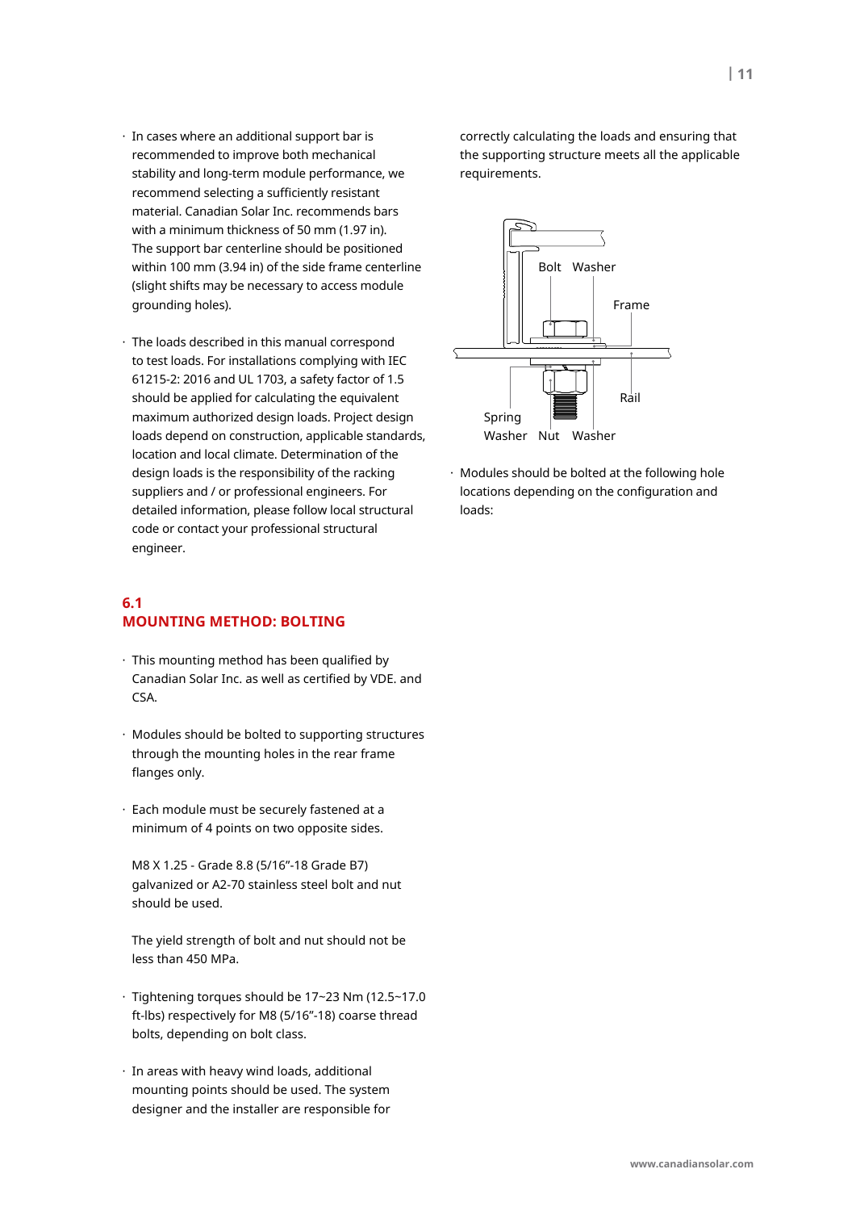- In cases where an additional support bar is recommended to improve both mechanical stability and long-term module performance, we recommend selecting a sufficiently resistant material. Canadian Solar Inc. recommends bars with a minimum thickness of 50 mm (1.97 in). The support bar centerline should be positioned within 100 mm (3.94 in) of the side frame centerline (slight shifts may be necessary to access module grounding holes).

- The loads described in this manual correspond to test loads. For installations complying with IEC 61215-2: 2016 and UL 1703, a safety factor of 1.5 should be applied for calculating the equivalent maximum authorized design loads. Project design loads depend on construction, applicable standards, location and local climate. Determination of the design loads is the responsibility of the racking suppliers and / or professional engineers. For detailed information, please follow local structural code or contact your professional structural engineer.

## 6.1 MOUNTING METHOD: BOLTING

- This mounting method has been qualified by Canadian Solar Inc. as well as certified by VDE. and CSA.

- Modules should be bolted to supporting structures through the mounting holes in the rear frame flanges only.

- Each module must be securely fastened at a minimum of 4 points on two opposite sides.

  M8 X 1.25 - Grade 8.8 (5/16”-18 Grade B7) galvanized or A2-70 stainless steel bolt and nut should be used.

  The yield strength of bolt and nut should not be less than 450 MPa.

- Tightening torques should be 17~23 Nm (12.5~17.0 ft-lbs) respectively for M8 (5/16”-18) coarse thread bolts, depending on bolt class.

- In areas with heavy wind loads, additional mounting points should be used. The system designer and the installer are responsible for correctly calculating the loads and ensuring that the supporting structure meets all the applicable requirements.

Bolt Washer Frame Rail Spring Washer Nut Washer

- Modules should be bolted at the following hole locations depending on the configuration and loads: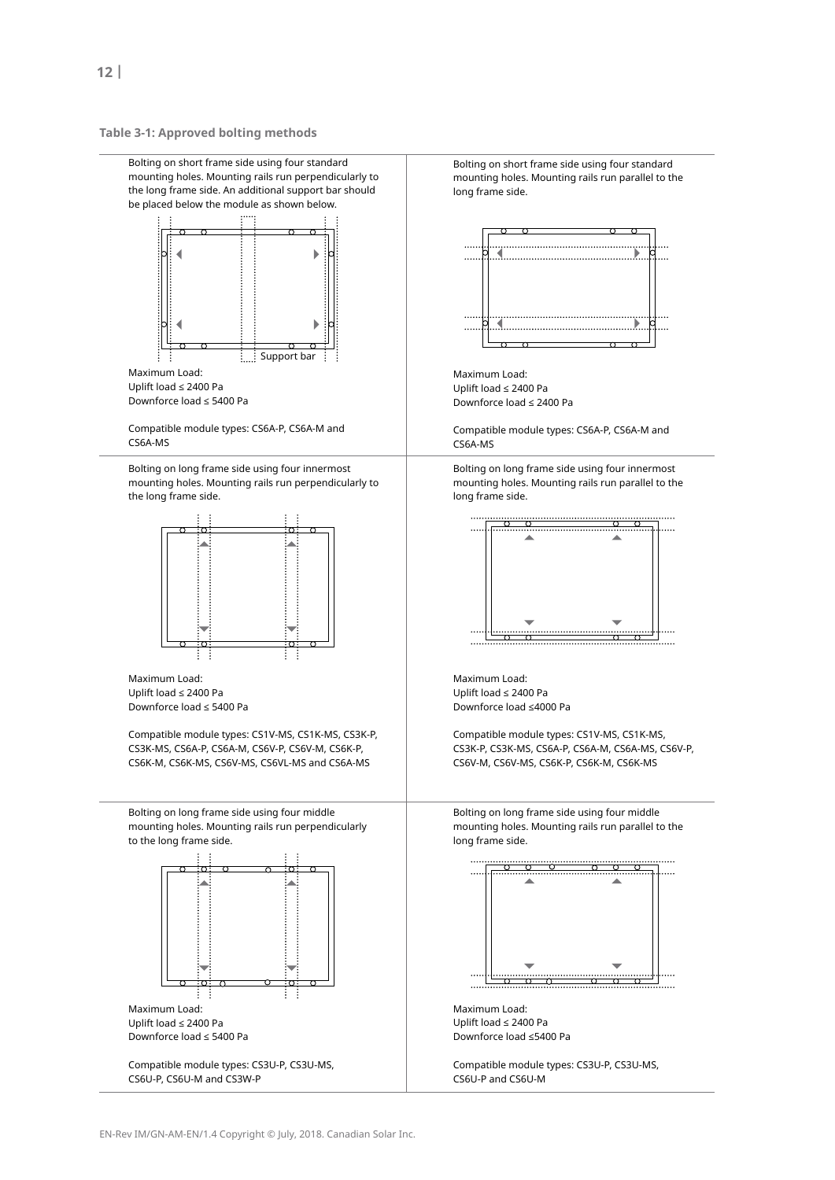**Table 3-1: Approved bolting methods**

| | |
|---|---|
| Bolting on short frame side using four standard mounting holes. Mounting rails run perpendicularly to the long frame side. An additional support bar should be placed below the module as shown below.<br><br>Support bar<br><br>Maximum Load:<br>Uplift load ≤ 2400 Pa<br>Downforce load ≤ 5400 Pa<br><br>Compatible module types: CS6A-P, CS6A-M and CS6A-MS | Bolting on short frame side using four standard mounting holes. Mounting rails run parallel to the long frame side.<br><br>Maximum Load:<br>Uplift load ≤ 2400 Pa<br>Downforce load ≤ 2400 Pa<br><br>Compatible module types: CS6A-P, CS6A-M and CS6A-MS |
| Bolting on long frame side using four innermost mounting holes. Mounting rails run perpendicularly to the long frame side.<br><br>Maximum Load:<br>Uplift load ≤ 2400 Pa<br>Downforce load ≤ 5400 Pa<br><br>Compatible module types: CS1V-MS, CS1K-MS, CS3K-P, CS3K-MS, CS6A-P, CS6A-M, CS6V-P, CS6V-M, CS6K-P, CS6K-M, CS6K-MS, CS6V-MS, CS6VL-MS and CS6A-MS | Bolting on long frame side using four innermost mounting holes. Mounting rails run parallel to the long frame side.<br><br>Maximum Load:<br>Uplift load ≤ 2400 Pa<br>Downforce load ≤4000 Pa<br><br>Compatible module types: CS1V-MS, CS1K-MS, CS3K-P, CS3K-MS, CS6A-P, CS6A-M, CS6A-MS, CS6V-P, CS6V-M, CS6V-MS, CS6K-P, CS6K-M, CS6K-MS |
| Bolting on long frame side using four middle mounting holes. Mounting rails run perpendicularly to the long frame side.<br><br>Maximum Load:<br>Uplift load ≤ 2400 Pa<br>Downforce load ≤ 5400 Pa<br><br>Compatible module types: CS3U-P, CS3U-MS, CS6U-P, CS6U-M and CS3W-P | Bolting on long frame side using four middle mounting holes. Mounting rails run parallel to the long frame side.<br><br>Maximum Load:<br>Uplift load ≤ 2400 Pa<br>Downforce load ≤5400 Pa<br><br>Compatible module types: CS3U-P, CS3U-MS, CS6U-P and CS6U-M |

EN-Rev IM/GN-AM-EN/1.4 Copyright © July, 2018. Canadian Solar Inc.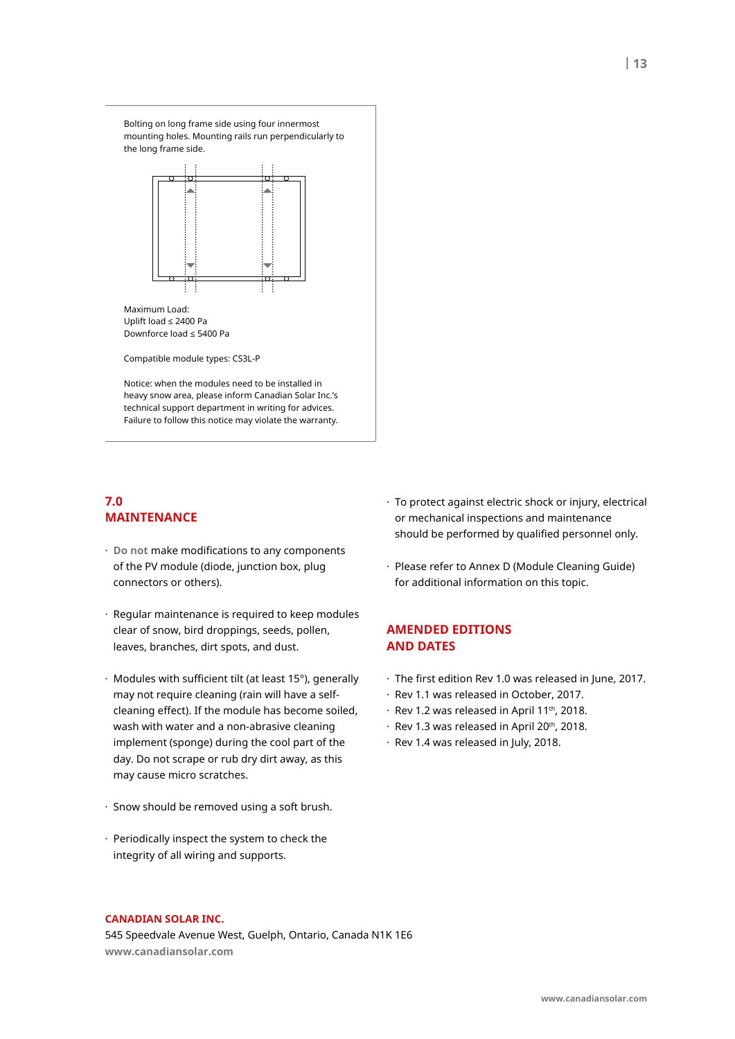Bolting on long frame side using four innermost mounting holes. Mounting rails run perpendicularly to the long frame side.

Maximum Load:
Uplift load ≤ 2400 Pa
Downforce load ≤ 5400 Pa

Compatible module types: CS3L-P

Notice: when the modules need to be installed in heavy snow area, please inform Canadian Solar Inc.'s technical support department in writing for advices. Failure to follow this notice may violate the warranty.

## 7.0 MAINTENANCE

- **Do not** make modifications to any components of the PV module (diode, junction box, plug connectors or others).
- Regular maintenance is required to keep modules clear of snow, bird droppings, seeds, pollen, leaves, branches, dirt spots, and dust.
- Modules with sufficient tilt (at least 15°), generally may not require cleaning (rain will have a self-cleaning effect). If the module has become soiled, wash with water and a non-abrasive cleaning implement (sponge) during the cool part of the day. Do not scrape or rub dry dirt away, as this may cause micro scratches.
- Snow should be removed using a soft brush.
- Periodically inspect the system to check the integrity of all wiring and supports.
- To protect against electric shock or injury, electrical or mechanical inspections and maintenance should be performed by qualified personnel only.
- Please refer to Annex D (Module Cleaning Guide) for additional information on this topic.

## AMENDED EDITIONS AND DATES

- The first edition Rev 1.0 was released in June, 2017.
- Rev 1.1 was released in October, 2017.
- Rev 1.2 was released in April 11th, 2018.
- Rev 1.3 was released in April 20th, 2018.
- Rev 1.4 was released in July, 2018.

**CANADIAN SOLAR INC.**
545 Speedvale Avenue West, Guelph, Ontario, Canada N1K 1E6
**www.canadiansolar.com**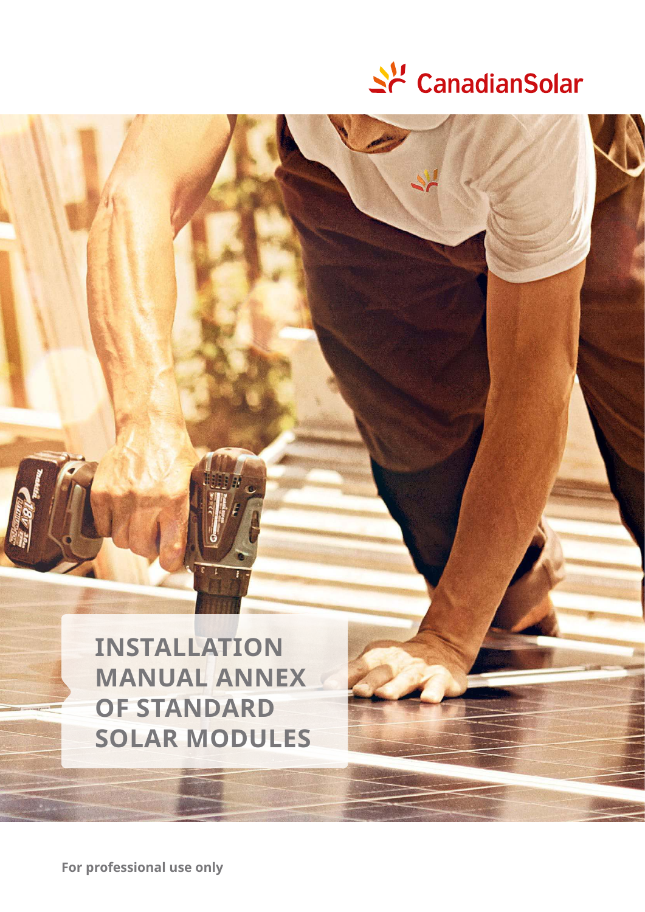CanadianSolar

# INSTALLATION MANUAL ANNEX OF STANDARD SOLAR MODULES

**For professional use only**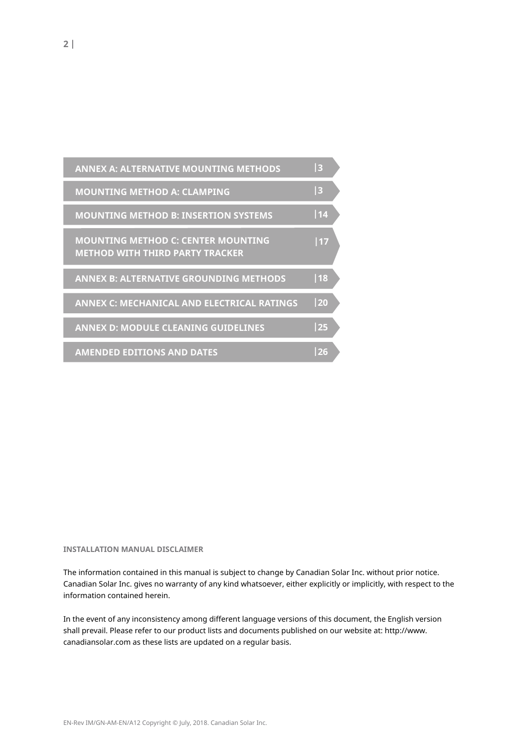| | |
|---|---|
| **ANNEX A: ALTERNATIVE MOUNTING METHODS** | 3 |
| **MOUNTING METHOD A: CLAMPING** | 3 |
| **MOUNTING METHOD B: INSERTION SYSTEMS** | 14 |
| **MOUNTING METHOD C: CENTER MOUNTING METHOD WITH THIRD PARTY TRACKER** | 17 |
| **ANNEX B: ALTERNATIVE GROUNDING METHODS** | 18 |
| **ANNEX C: MECHANICAL AND ELECTRICAL RATINGS** | 20 |
| **ANNEX D: MODULE CLEANING GUIDELINES** | 25 |
| **AMENDED EDITIONS AND DATES** | 26 |

**INSTALLATION MANUAL DISCLAIMER**

The information contained in this manual is subject to change by Canadian Solar Inc. without prior notice. Canadian Solar Inc. gives no warranty of any kind whatsoever, either explicitly or implicitly, with respect to the information contained herein.

In the event of any inconsistency among different language versions of this document, the English version shall prevail. Please refer to our product lists and documents published on our website at: http://www.canadiansolar.com as these lists are updated on a regular basis.

EN-Rev IM/GN-AM-EN/A12 Copyright © July, 2018. Canadian Solar Inc.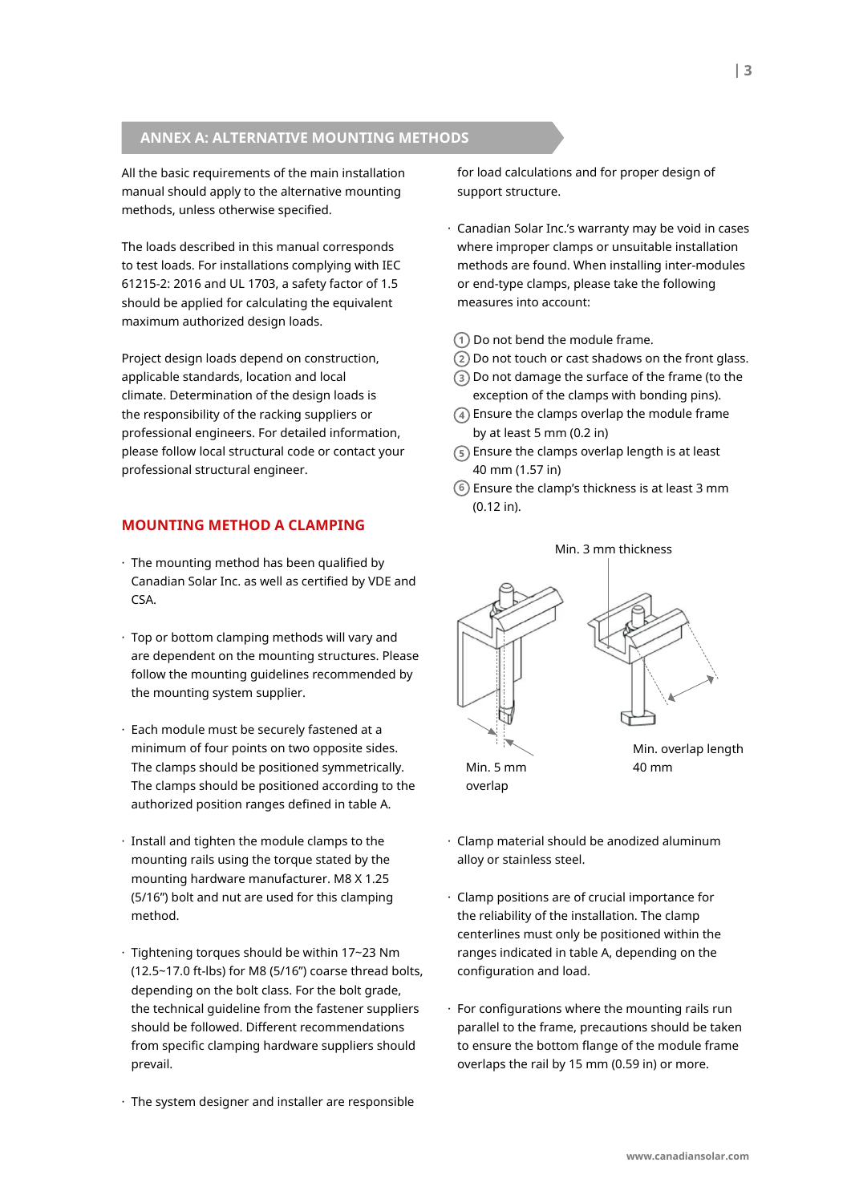## ANNEX A: ALTERNATIVE MOUNTING METHODS

All the basic requirements of the main installation manual should apply to the alternative mounting methods, unless otherwise specified.

The loads described in this manual corresponds to test loads. For installations complying with IEC 61215-2: 2016 and UL 1703, a safety factor of 1.5 should be applied for calculating the equivalent maximum authorized design loads.

Project design loads depend on construction, applicable standards, location and local climate. Determination of the design loads is the responsibility of the racking suppliers or professional engineers. For detailed information, please follow local structural code or contact your professional structural engineer.

### MOUNTING METHOD A CLAMPING

- The mounting method has been qualified by Canadian Solar Inc. as well as certified by VDE and CSA.

- Top or bottom clamping methods will vary and are dependent on the mounting structures. Please follow the mounting guidelines recommended by the mounting system supplier.

- Each module must be securely fastened at a minimum of four points on two opposite sides. The clamps should be positioned symmetrically. The clamps should be positioned according to the authorized position ranges defined in table A.

- Install and tighten the module clamps to the mounting rails using the torque stated by the mounting hardware manufacturer. M8 X 1.25 (5/16”) bolt and nut are used for this clamping method.

- Tightening torques should be within 17~23 Nm (12.5~17.0 ft-lbs) for M8 (5/16”) coarse thread bolts, depending on the bolt class. For the bolt grade, the technical guideline from the fastener suppliers should be followed. Different recommendations from specific clamping hardware suppliers should prevail.

- The system designer and installer are responsible for load calculations and for proper design of support structure.

- Canadian Solar Inc.’s warranty may be void in cases where improper clamps or unsuitable installation methods are found. When installing inter-modules or end-type clamps, please take the following measures into account:

1. Do not bend the module frame.
2. Do not touch or cast shadows on the front glass.
3. Do not damage the surface of the frame (to the exception of the clamps with bonding pins).
4. Ensure the clamps overlap the module frame by at least 5 mm (0.2 in)
5. Ensure the clamps overlap length is at least 40 mm (1.57 in)
6. Ensure the clamp’s thickness is at least 3 mm (0.12 in).

Min. 3 mm thickness

Min. 5 mm overlap

Min. overlap length 40 mm

- Clamp material should be anodized aluminum alloy or stainless steel.

- Clamp positions are of crucial importance for the reliability of the installation. The clamp centerlines must only be positioned within the ranges indicated in table A, depending on the configuration and load.

- For configurations where the mounting rails run parallel to the frame, precautions should be taken to ensure the bottom flange of the module frame overlaps the rail by 15 mm (0.59 in) or more.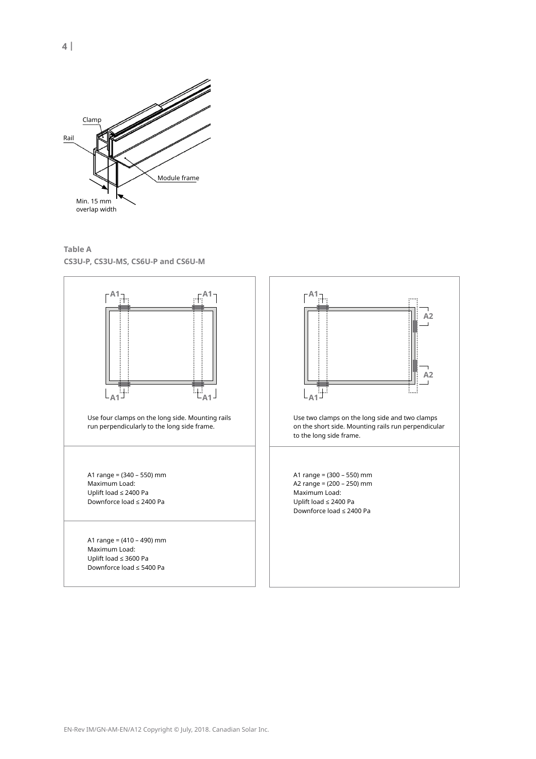Clamp

Rail

Module frame

Min. 15 mm overlap width

**Table A**

**CS3U-P, CS3U-MS, CS6U-P and CS6U-M**

| Use four clamps on the long side. Mounting rails run perpendicularly to the long side frame. | Use two clamps on the long side and two clamps on the short side. Mounting rails run perpendicular to the long side frame. |
| --- | --- |
| A1 range = (340 – 550) mm<br>Maximum Load:<br>Uplift load ≤ 2400 Pa<br>Downforce load ≤ 2400 Pa | A1 range = (300 – 550) mm<br>A2 range = (200 – 250) mm<br>Maximum Load:<br>Uplift load ≤ 2400 Pa<br>Downforce load ≤ 2400 Pa |
| A1 range = (410 – 490) mm<br>Maximum Load:<br>Uplift load ≤ 3600 Pa<br>Downforce load ≤ 5400 Pa | |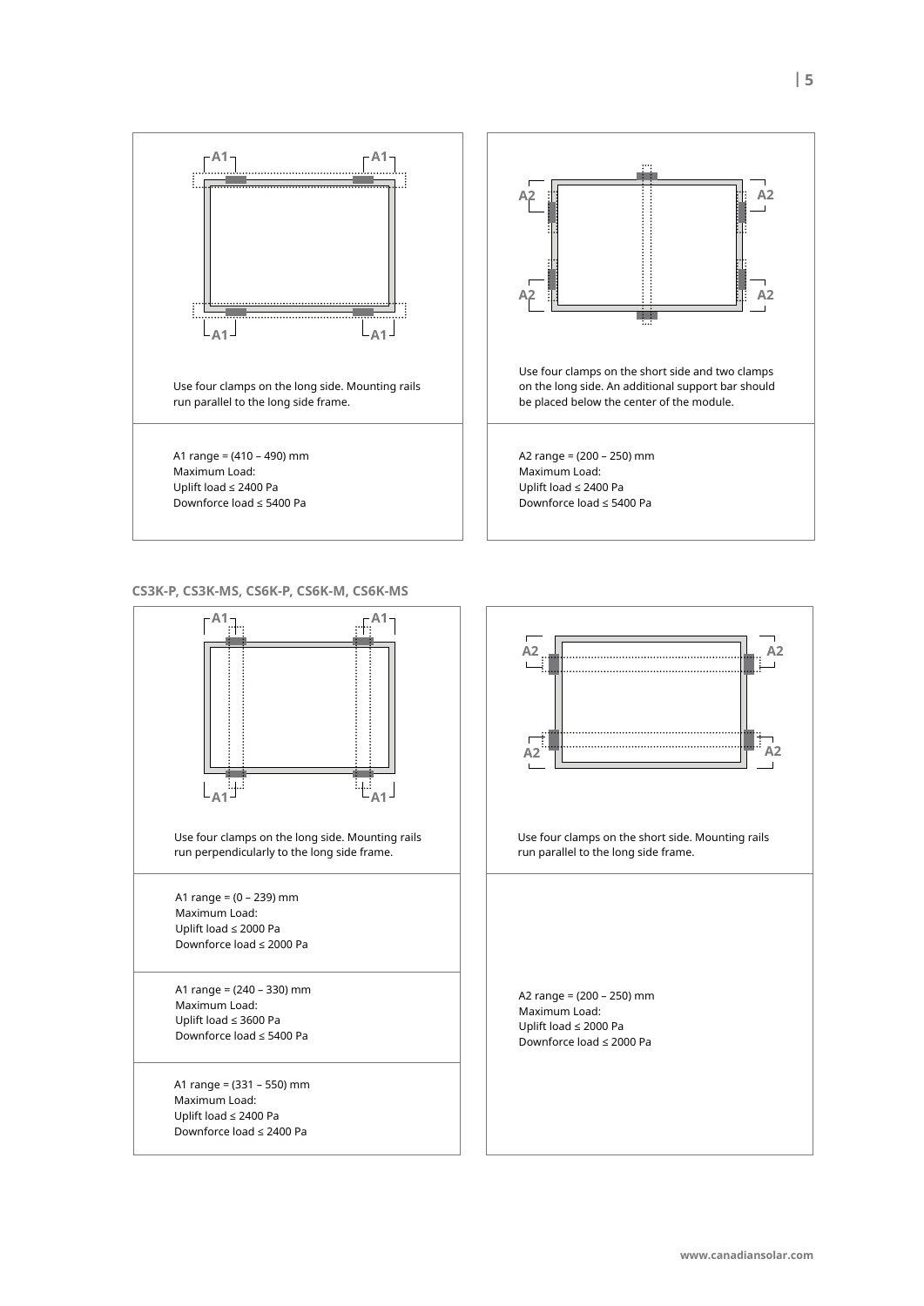| | |
|---|---|
| Use four clamps on the long side. Mounting rails run parallel to the long side frame. | Use four clamps on the short side and two clamps on the long side. An additional support bar should be placed below the center of the module. |
| A1 range = (410 – 490) mm<br>Maximum Load:<br>Uplift load ≤ 2400 Pa<br>Downforce load ≤ 5400 Pa | A2 range = (200 – 250) mm<br>Maximum Load:<br>Uplift load ≤ 2400 Pa<br>Downforce load ≤ 5400 Pa |

**CS3K-P, CS3K-MS, CS6K-P, CS6K-M, CS6K-MS**

| | |
|---|---|
| Use four clamps on the long side. Mounting rails run perpendicularly to the long side frame. | Use four clamps on the short side. Mounting rails run parallel to the long side frame. |
| A1 range = (0 – 239) mm<br>Maximum Load:<br>Uplift load ≤ 2000 Pa<br>Downforce load ≤ 2000 Pa | A2 range = (200 – 250) mm<br>Maximum Load:<br>Uplift load ≤ 2000 Pa<br>Downforce load ≤ 2000 Pa |
| A1 range = (240 – 330) mm<br>Maximum Load:<br>Uplift load ≤ 3600 Pa<br>Downforce load ≤ 5400 Pa | |
| A1 range = (331 – 550) mm<br>Maximum Load:<br>Uplift load ≤ 2400 Pa<br>Downforce load ≤ 2400 Pa | |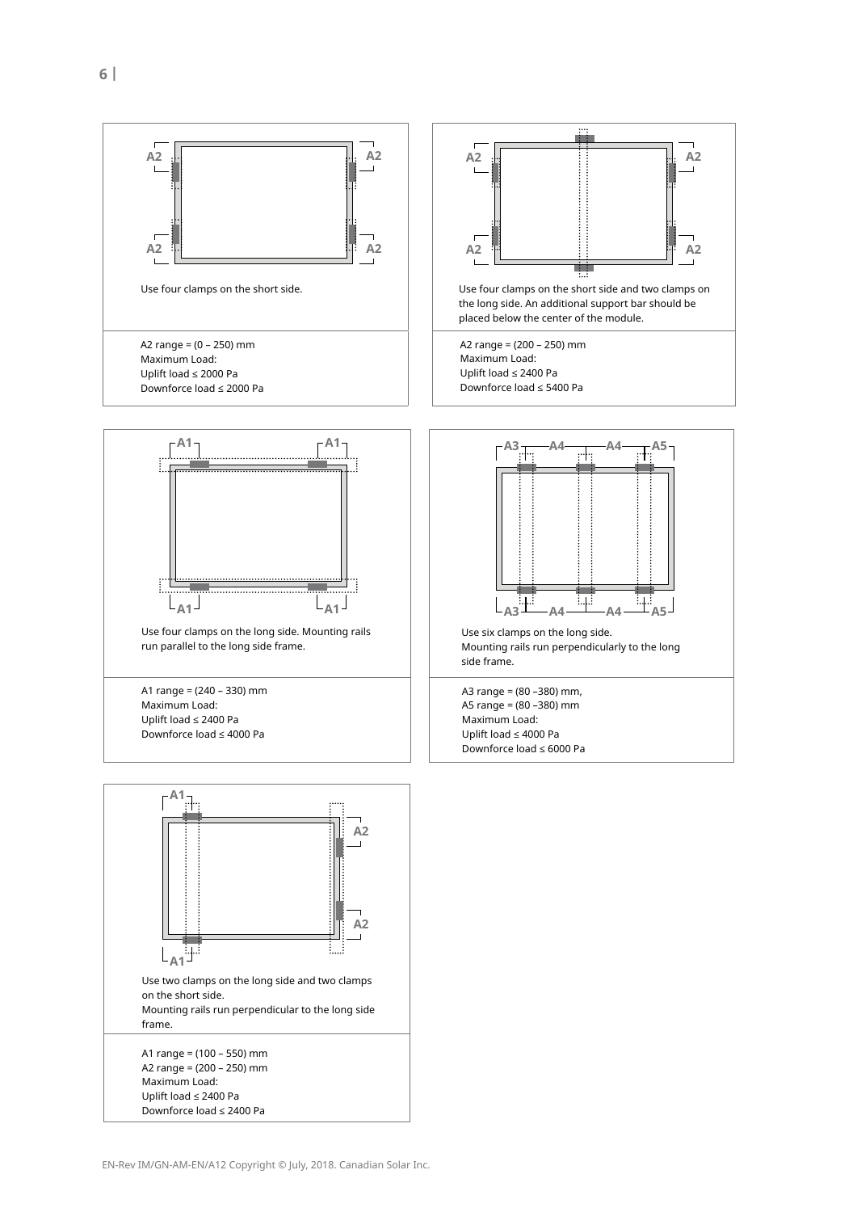A2 A2 A2 A2

Use four clamps on the short side.

A2 range = (0 – 250) mm
Maximum Load:
Uplift load ≤ 2000 Pa
Downforce load ≤ 2000 Pa

A2 A2 A2 A2

Use four clamps on the short side and two clamps on the long side. An additional support bar should be placed below the center of the module.

A2 range = (200 – 250) mm
Maximum Load:
Uplift load ≤ 2400 Pa
Downforce load ≤ 5400 Pa

A1 A1 A1 A1

Use four clamps on the long side. Mounting rails run parallel to the long side frame.

A1 range = (240 – 330) mm
Maximum Load:
Uplift load ≤ 2400 Pa
Downforce load ≤ 4000 Pa

A3 A4 A4 A5 A3 A4 A4 A5

Use six clamps on the long side.
Mounting rails run perpendicularly to the long side frame.

A3 range = (80 –380) mm,
A5 range = (80 –380) mm
Maximum Load:
Uplift load ≤ 4000 Pa
Downforce load ≤ 6000 Pa

A1 A2 A2 A1

Use two clamps on the long side and two clamps on the short side.
Mounting rails run perpendicular to the long side frame.

A1 range = (100 – 550) mm
A2 range = (200 – 250) mm
Maximum Load:
Uplift load ≤ 2400 Pa
Downforce load ≤ 2400 Pa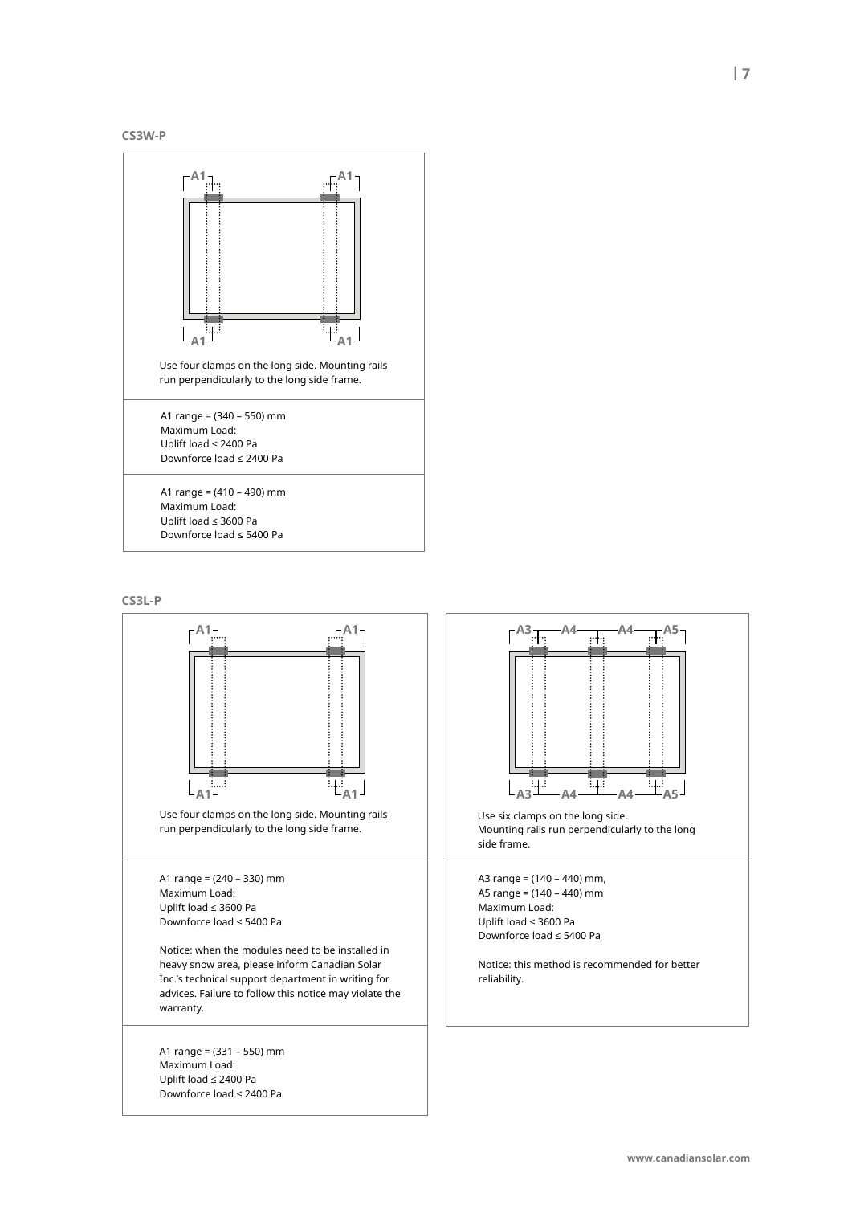**CS3W-P**

A1 &nbsp;&nbsp; A1

A1 &nbsp;&nbsp; A1

Use four clamps on the long side. Mounting rails run perpendicularly to the long side frame.

A1 range = (340 – 550) mm
Maximum Load:
Uplift load ≤ 2400 Pa
Downforce load ≤ 2400 Pa

A1 range = (410 – 490) mm
Maximum Load:
Uplift load ≤ 3600 Pa
Downforce load ≤ 5400 Pa

**CS3L-P**

A1 &nbsp;&nbsp; A1

A1 &nbsp;&nbsp; A1

Use four clamps on the long side. Mounting rails run perpendicularly to the long side frame.

A1 range = (240 – 330) mm
Maximum Load:
Uplift load ≤ 3600 Pa
Downforce load ≤ 5400 Pa

Notice: when the modules need to be installed in heavy snow area, please inform Canadian Solar Inc.'s technical support department in writing for advices. Failure to follow this notice may violate the warranty.

A1 range = (331 – 550) mm
Maximum Load:
Uplift load ≤ 2400 Pa
Downforce load ≤ 2400 Pa

A3 &nbsp; A4 &nbsp; A4 &nbsp; A5

A3 &nbsp; A4 &nbsp; A4 &nbsp; A5

Use six clamps on the long side.
Mounting rails run perpendicularly to the long side frame.

A3 range = (140 – 440) mm,
A5 range = (140 – 440) mm
Maximum Load:
Uplift load ≤ 3600 Pa
Downforce load ≤ 5400 Pa

Notice: this method is recommended for better reliability.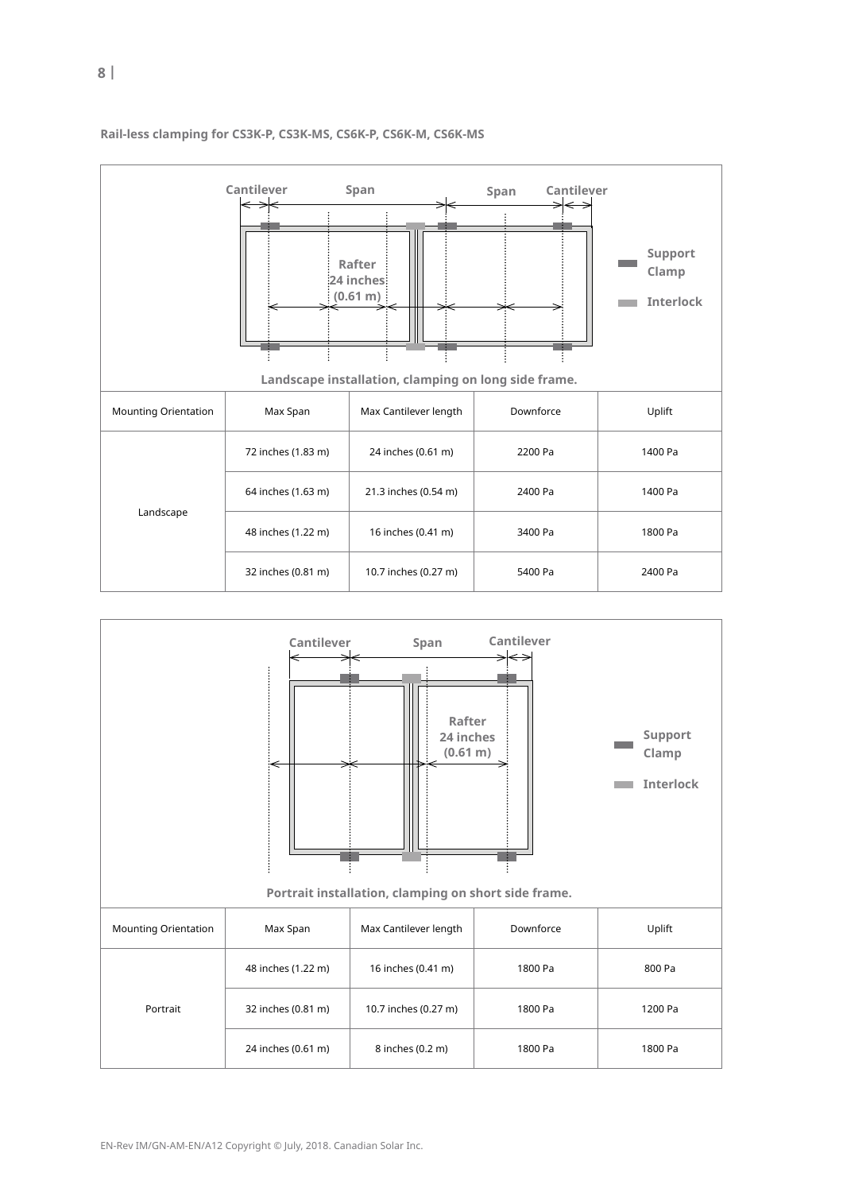### Rail-less clamping for CS3K-P, CS3K-MS, CS6K-P, CS6K-M, CS6K-MS

Cantilever Span Span Cantilever

Rafter 24 inches (0.61 m)

Support Clamp

Interlock

Landscape installation, clamping on long side frame.

| Mounting Orientation | Max Span | Max Cantilever length | Downforce | Uplift |
| --- | --- | --- | --- | --- |
| Landscape | 72 inches (1.83 m) | 24 inches (0.61 m) | 2200 Pa | 1400 Pa |
| | 64 inches (1.63 m) | 21.3 inches (0.54 m) | 2400 Pa | 1400 Pa |
| | 48 inches (1.22 m) | 16 inches (0.41 m) | 3400 Pa | 1800 Pa |
| | 32 inches (0.81 m) | 10.7 inches (0.27 m) | 5400 Pa | 2400 Pa |

Cantilever Span Cantilever

Rafter 24 inches (0.61 m)

Support Clamp

Interlock

Portrait installation, clamping on short side frame.

| Mounting Orientation | Max Span | Max Cantilever length | Downforce | Uplift |
| --- | --- | --- | --- | --- |
| Portrait | 48 inches (1.22 m) | 16 inches (0.41 m) | 1800 Pa | 800 Pa |
| | 32 inches (0.81 m) | 10.7 inches (0.27 m) | 1800 Pa | 1200 Pa |
| | 24 inches (0.61 m) | 8 inches (0.2 m) | 1800 Pa | 1800 Pa |

EN-Rev IM/GN-AM-EN/A12 Copyright © July, 2018. Canadian Solar Inc.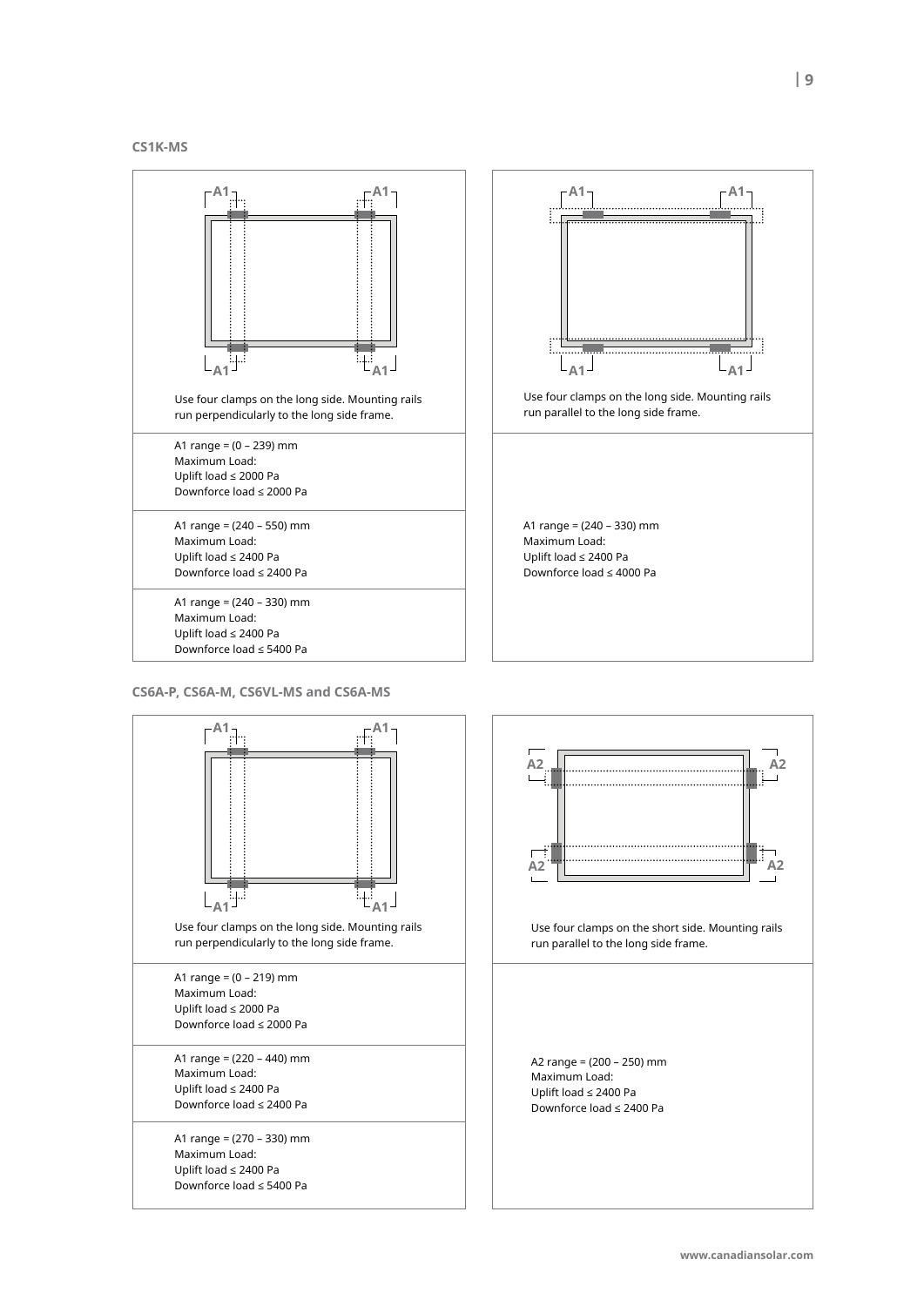### CS1K-MS

| Use four clamps on the long side. Mounting rails run perpendicularly to the long side frame. | Use four clamps on the long side. Mounting rails run parallel to the long side frame. |
|---|---|
| A1 range = (0 – 239) mm<br>Maximum Load:<br>Uplift load ≤ 2000 Pa<br>Downforce load ≤ 2000 Pa | A1 range = (240 – 330) mm<br>Maximum Load:<br>Uplift load ≤ 2400 Pa<br>Downforce load ≤ 4000 Pa |
| A1 range = (240 – 550) mm<br>Maximum Load:<br>Uplift load ≤ 2400 Pa<br>Downforce load ≤ 2400 Pa | |
| A1 range = (240 – 330) mm<br>Maximum Load:<br>Uplift load ≤ 2400 Pa<br>Downforce load ≤ 5400 Pa | |

### CS6A-P, CS6A-M, CS6VL-MS and CS6A-MS

| Use four clamps on the long side. Mounting rails run perpendicularly to the long side frame. | Use four clamps on the short side. Mounting rails run parallel to the long side frame. |
|---|---|
| A1 range = (0 – 219) mm<br>Maximum Load:<br>Uplift load ≤ 2000 Pa<br>Downforce load ≤ 2000 Pa | A2 range = (200 – 250) mm<br>Maximum Load:<br>Uplift load ≤ 2400 Pa<br>Downforce load ≤ 2400 Pa |
| A1 range = (220 – 440) mm<br>Maximum Load:<br>Uplift load ≤ 2400 Pa<br>Downforce load ≤ 2400 Pa | |
| A1 range = (270 – 330) mm<br>Maximum Load:<br>Uplift load ≤ 2400 Pa<br>Downforce load ≤ 5400 Pa | |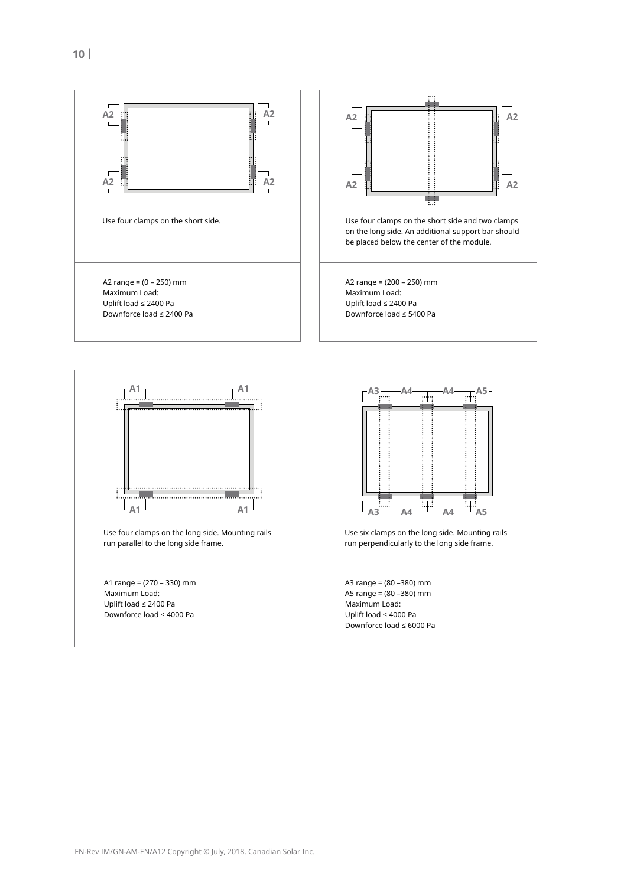Use four clamps on the short side.

A2 range = (0 – 250) mm
Maximum Load:
Uplift load ≤ 2400 Pa
Downforce load ≤ 2400 Pa

Use four clamps on the short side and two clamps on the long side. An additional support bar should be placed below the center of the module.

A2 range = (200 – 250) mm
Maximum Load:
Uplift load ≤ 2400 Pa
Downforce load ≤ 5400 Pa

Use four clamps on the long side. Mounting rails run parallel to the long side frame.

A1 range = (270 – 330) mm
Maximum Load:
Uplift load ≤ 2400 Pa
Downforce load ≤ 4000 Pa

Use six clamps on the long side. Mounting rails run perpendicularly to the long side frame.

A3 range = (80 –380) mm
A5 range = (80 –380) mm
Maximum Load:
Uplift load ≤ 4000 Pa
Downforce load ≤ 6000 Pa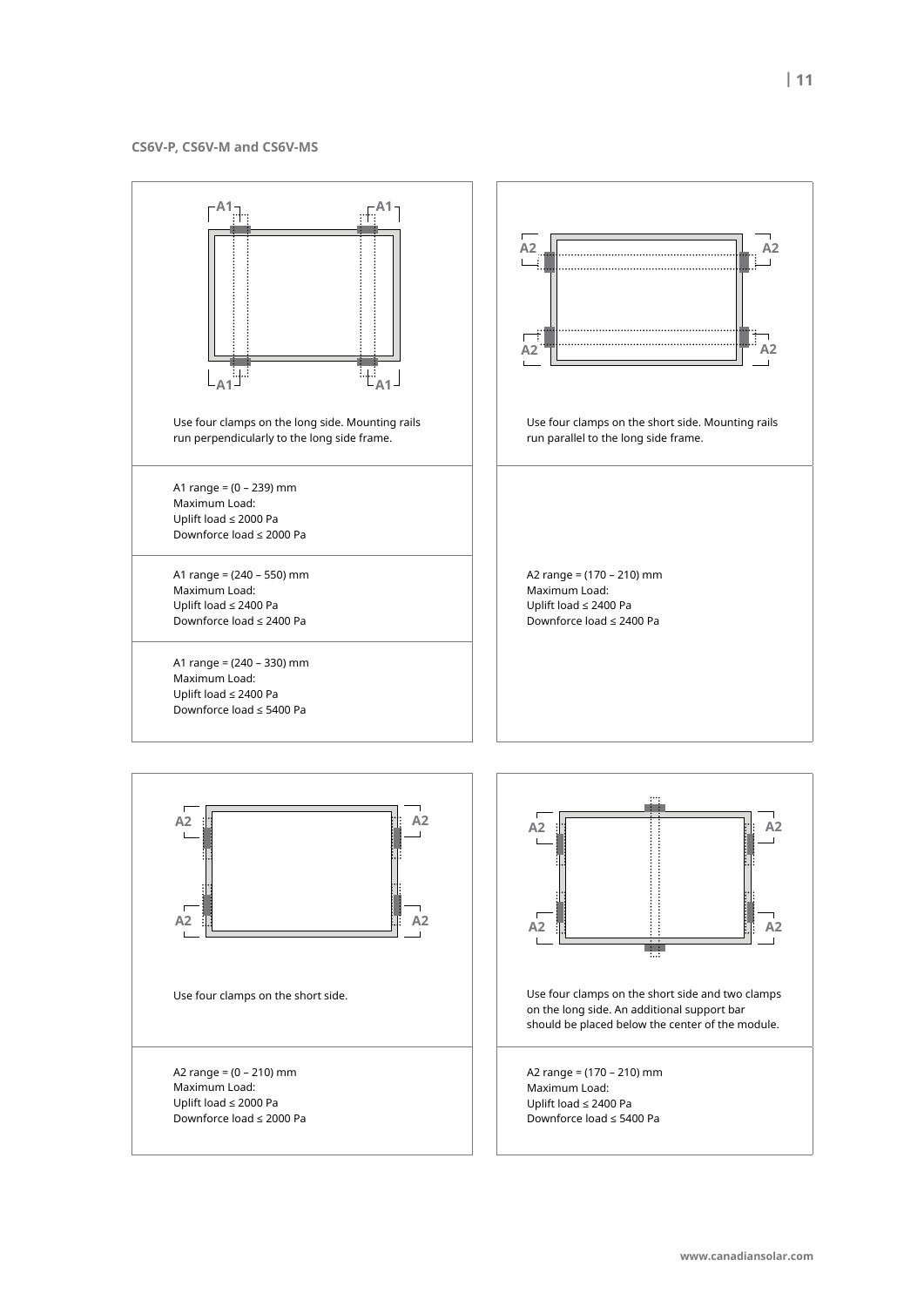### CS6V-P, CS6V-M and CS6V-MS

Use four clamps on the long side. Mounting rails run perpendicularly to the long side frame.

A1 range = (0 – 239) mm
Maximum Load:
Uplift load ≤ 2000 Pa
Downforce load ≤ 2000 Pa

A1 range = (240 – 550) mm
Maximum Load:
Uplift load ≤ 2400 Pa
Downforce load ≤ 2400 Pa

A1 range = (240 – 330) mm
Maximum Load:
Uplift load ≤ 2400 Pa
Downforce load ≤ 5400 Pa

Use four clamps on the short side. Mounting rails run parallel to the long side frame.

A2 range = (170 – 210) mm
Maximum Load:
Uplift load ≤ 2400 Pa
Downforce load ≤ 2400 Pa

Use four clamps on the short side.

A2 range = (0 – 210) mm
Maximum Load:
Uplift load ≤ 2000 Pa
Downforce load ≤ 2000 Pa

Use four clamps on the short side and two clamps on the long side. An additional support bar should be placed below the center of the module.

A2 range = (170 – 210) mm
Maximum Load:
Uplift load ≤ 2400 Pa
Downforce load ≤ 5400 Pa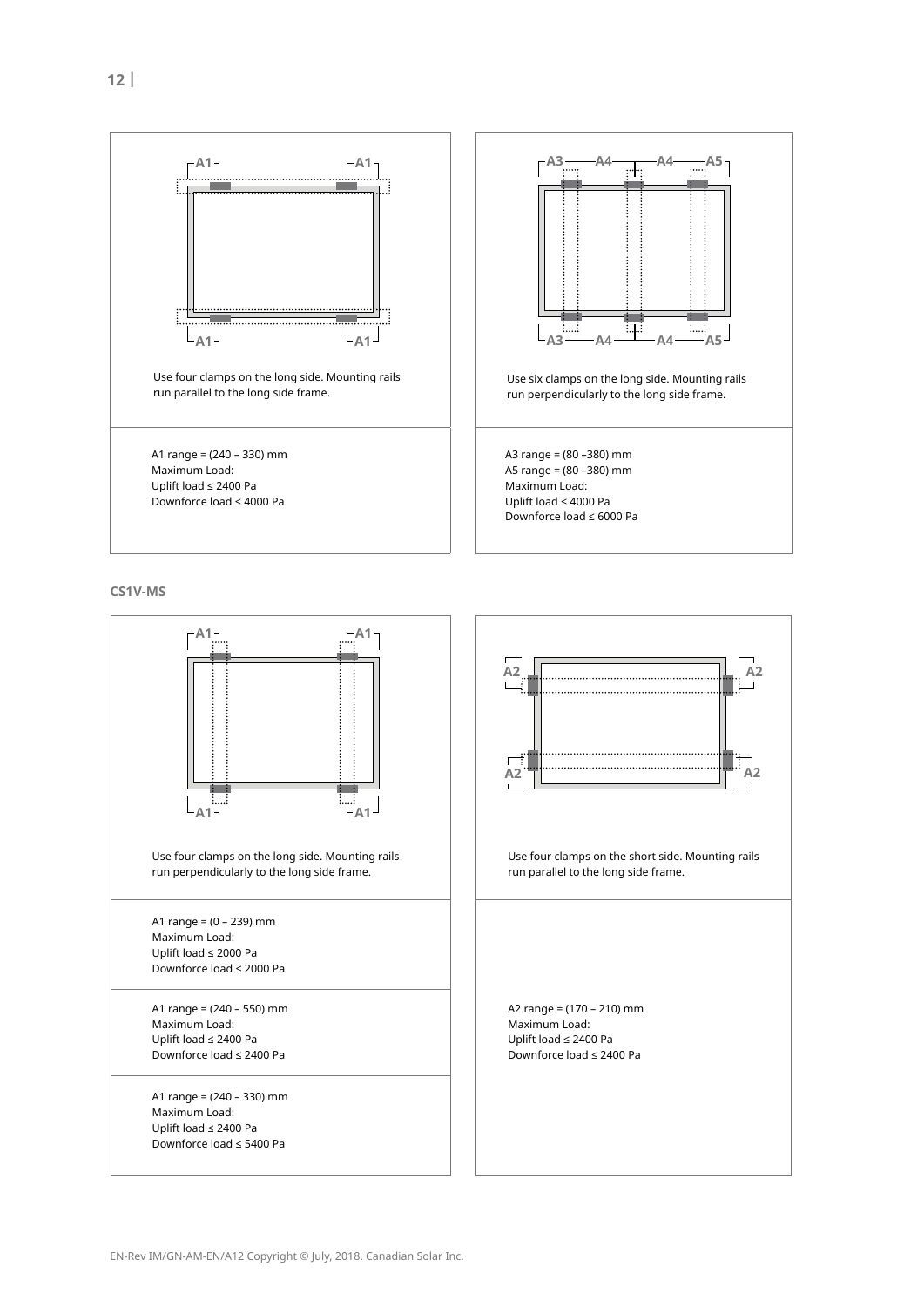Use four clamps on the long side. Mounting rails run parallel to the long side frame.

A1 range = (240 – 330) mm
Maximum Load:
Uplift load ≤ 2400 Pa
Downforce load ≤ 4000 Pa

Use six clamps on the long side. Mounting rails run perpendicularly to the long side frame.

A3 range = (80 –380) mm
A5 range = (80 –380) mm
Maximum Load:
Uplift load ≤ 4000 Pa
Downforce load ≤ 6000 Pa

**CS1V-MS**

Use four clamps on the long side. Mounting rails run perpendicularly to the long side frame.

A1 range = (0 – 239) mm
Maximum Load:
Uplift load ≤ 2000 Pa
Downforce load ≤ 2000 Pa

A1 range = (240 – 550) mm
Maximum Load:
Uplift load ≤ 2400 Pa
Downforce load ≤ 2400 Pa

A1 range = (240 – 330) mm
Maximum Load:
Uplift load ≤ 2400 Pa
Downforce load ≤ 5400 Pa

Use four clamps on the short side. Mounting rails run parallel to the long side frame.

A2 range = (170 – 210) mm
Maximum Load:
Uplift load ≤ 2400 Pa
Downforce load ≤ 2400 Pa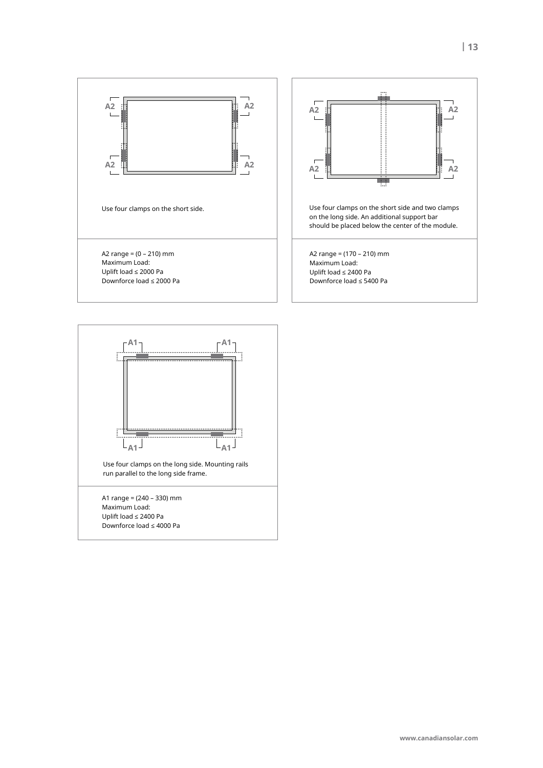A2 A2

A2 A2

Use four clamps on the short side.

A2 range = (0 – 210) mm
Maximum Load:
Uplift load ≤ 2000 Pa
Downforce load ≤ 2000 Pa

A2 A2

A2 A2

Use four clamps on the short side and two clamps on the long side. An additional support bar should be placed below the center of the module.

A2 range = (170 – 210) mm
Maximum Load:
Uplift load ≤ 2400 Pa
Downforce load ≤ 5400 Pa

A1 A1

A1 A1

Use four clamps on the long side. Mounting rails run parallel to the long side frame.

A1 range = (240 – 330) mm
Maximum Load:
Uplift load ≤ 2400 Pa
Downforce load ≤ 4000 Pa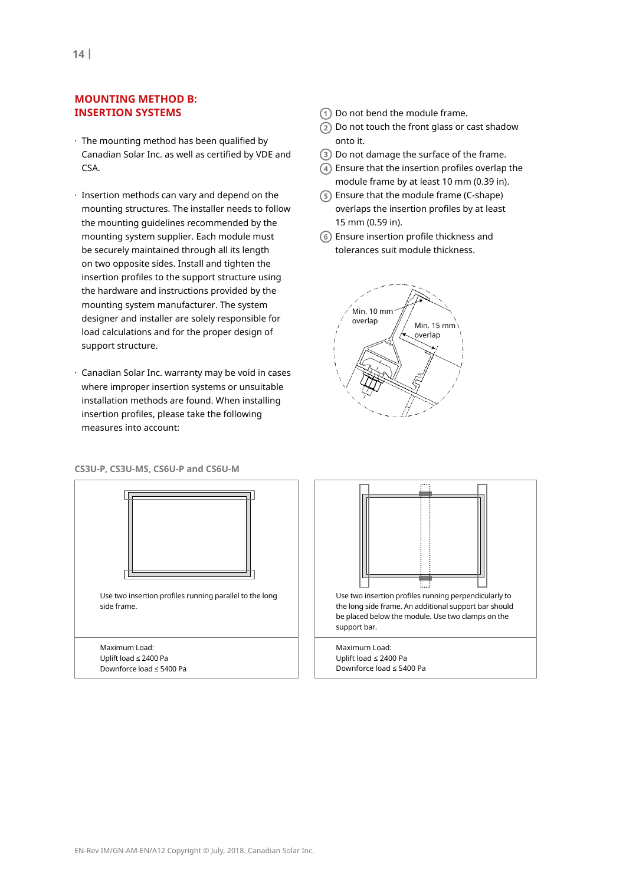## MOUNTING METHOD B: INSERTION SYSTEMS

- The mounting method has been qualified by Canadian Solar Inc. as well as certified by VDE and CSA.
- Insertion methods can vary and depend on the mounting structures. The installer needs to follow the mounting guidelines recommended by the mounting system supplier. Each module must be securely maintained through all its length on two opposite sides. Install and tighten the insertion profiles to the support structure using the hardware and instructions provided by the mounting system manufacturer. The system designer and installer are solely responsible for load calculations and for the proper design of support structure.
- Canadian Solar Inc. warranty may be void in cases where improper insertion systems or unsuitable installation methods are found. When installing insertion profiles, please take the following measures into account:

1. Do not bend the module frame.
2. Do not touch the front glass or cast shadow onto it.
3. Do not damage the surface of the frame.
4. Ensure that the insertion profiles overlap the module frame by at least 10 mm (0.39 in).
5. Ensure that the module frame (C-shape) overlaps the insertion profiles by at least 15 mm (0.59 in).
6. Ensure insertion profile thickness and tolerances suit module thickness.

Min. 10 mm overlap

Min. 15 mm overlap

**CS3U-P, CS3U-MS, CS6U-P and CS6U-M**

| Use two insertion profiles running parallel to the long side frame. | Use two insertion profiles running perpendicularly to the long side frame. An additional support bar should be placed below the module. Use two clamps on the support bar. |
|---|---|
| Maximum Load:<br>Uplift load ≤ 2400 Pa<br>Downforce load ≤ 5400 Pa | Maximum Load:<br>Uplift load ≤ 2400 Pa<br>Downforce load ≤ 5400 Pa |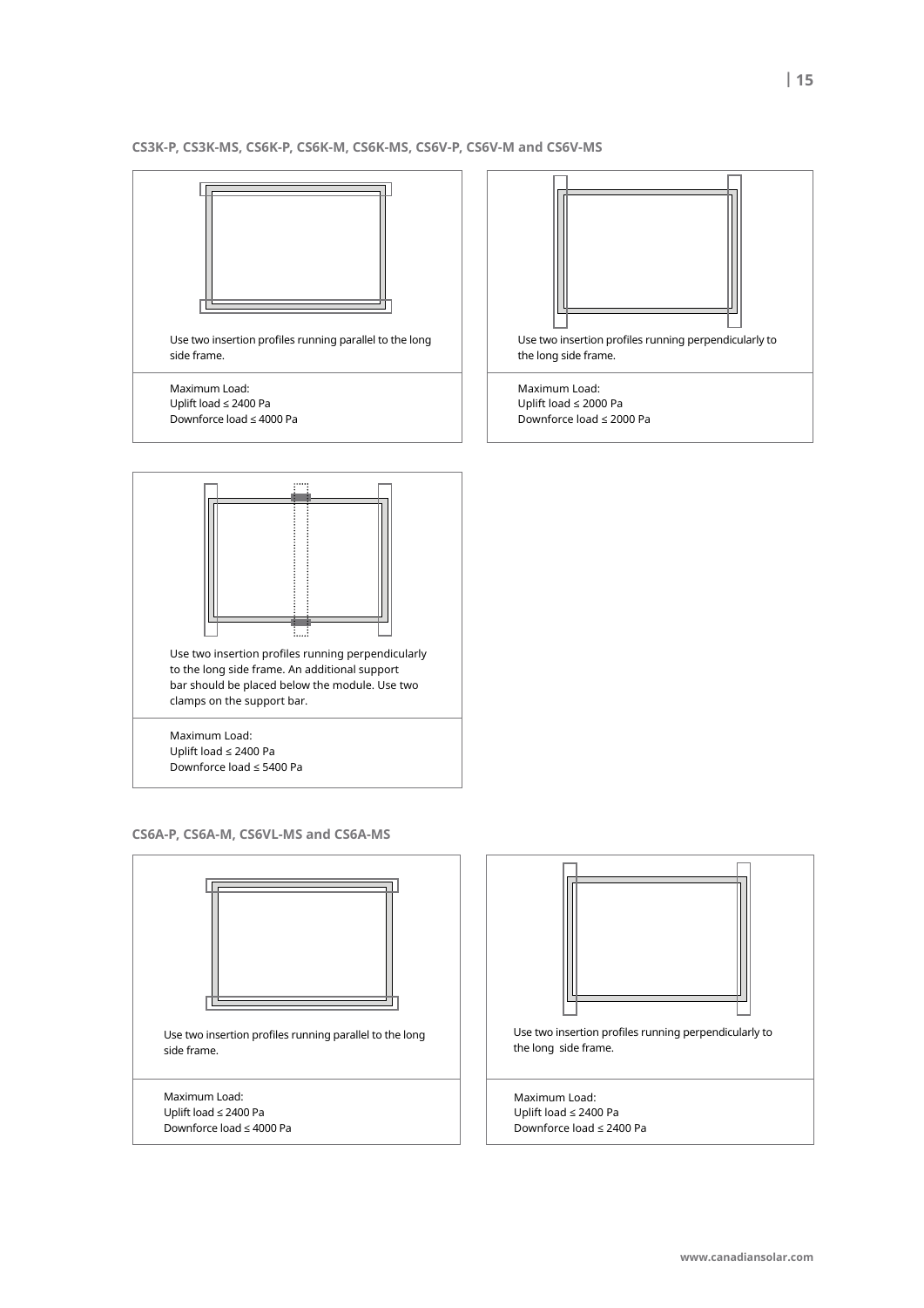### CS3K-P, CS3K-MS, CS6K-P, CS6K-M, CS6K-MS, CS6V-P, CS6V-M and CS6V-MS

Use two insertion profiles running parallel to the long side frame.

Maximum Load:
Uplift load ≤ 2400 Pa
Downforce load ≤ 4000 Pa

Use two insertion profiles running perpendicularly to the long side frame.

Maximum Load:
Uplift load ≤ 2000 Pa
Downforce load ≤ 2000 Pa

Use two insertion profiles running perpendicularly to the long side frame. An additional support bar should be placed below the module. Use two clamps on the support bar.

Maximum Load:
Uplift load ≤ 2400 Pa
Downforce load ≤ 5400 Pa

### CS6A-P, CS6A-M, CS6VL-MS and CS6A-MS

Use two insertion profiles running parallel to the long side frame.

Maximum Load:
Uplift load ≤ 2400 Pa
Downforce load ≤ 4000 Pa

Use two insertion profiles running perpendicularly to the long side frame.

Maximum Load:
Uplift load ≤ 2400 Pa
Downforce load ≤ 2400 Pa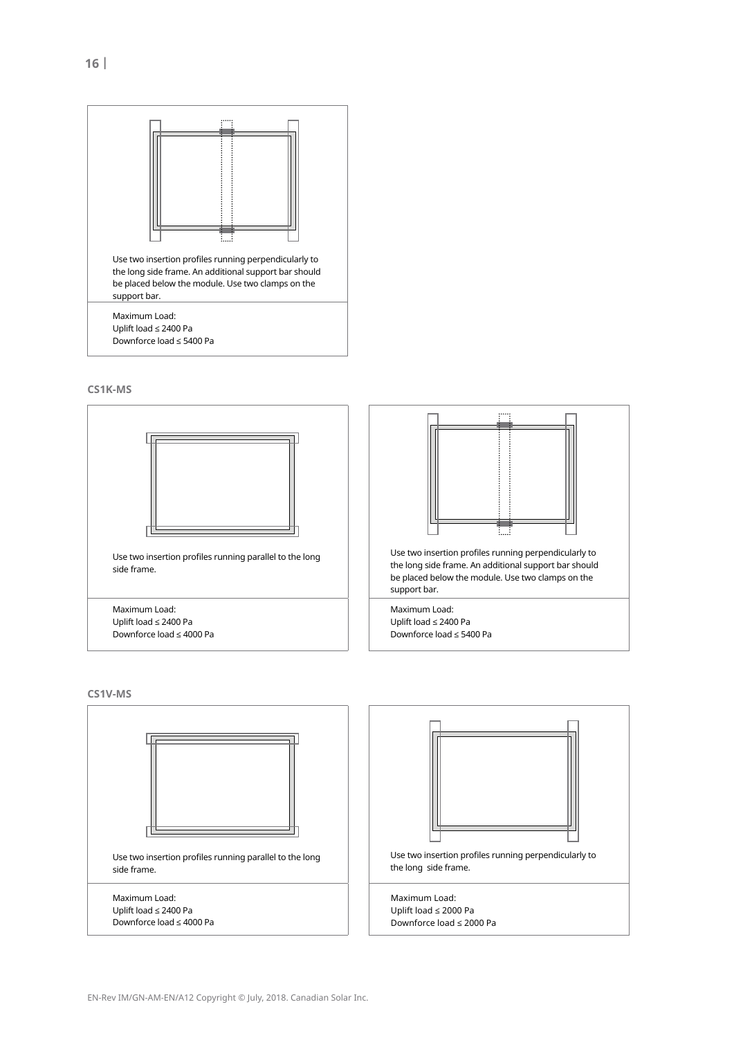Use two insertion profiles running perpendicularly to the long side frame. An additional support bar should be placed below the module. Use two clamps on the support bar.

Maximum Load:
Uplift load ≤ 2400 Pa
Downforce load ≤ 5400 Pa

**CS1K-MS**

Use two insertion profiles running parallel to the long side frame.

Maximum Load:
Uplift load ≤ 2400 Pa
Downforce load ≤ 4000 Pa

Use two insertion profiles running perpendicularly to the long side frame. An additional support bar should be placed below the module. Use two clamps on the support bar.

Maximum Load:
Uplift load ≤ 2400 Pa
Downforce load ≤ 5400 Pa

**CS1V-MS**

Use two insertion profiles running parallel to the long side frame.

Maximum Load:
Uplift load ≤ 2400 Pa
Downforce load ≤ 4000 Pa

Use two insertion profiles running perpendicularly to the long side frame.

Maximum Load:
Uplift load ≤ 2000 Pa
Downforce load ≤ 2000 Pa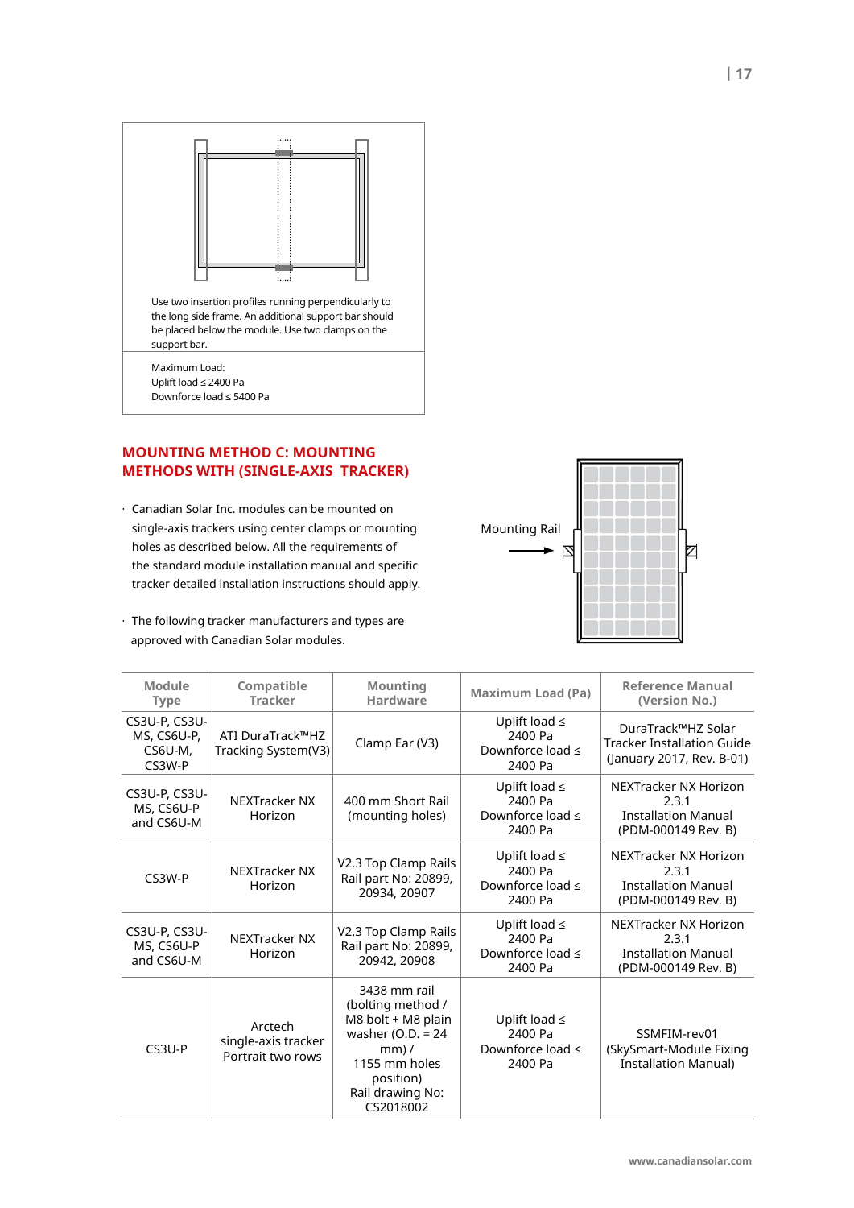Use two insertion profiles running perpendicularly to the long side frame. An additional support bar should be placed below the module. Use two clamps on the support bar.

Maximum Load:
Uplift load ≤ 2400 Pa
Downforce load ≤ 5400 Pa

## MOUNTING METHOD C: MOUNTING METHODS WITH (SINGLE-AXIS TRACKER)

- Canadian Solar Inc. modules can be mounted on single-axis trackers using center clamps or mounting holes as described below. All the requirements of the standard module installation manual and specific tracker detailed installation instructions should apply.

- The following tracker manufacturers and types are approved with Canadian Solar modules.

Mounting Rail

| Module Type | Compatible Tracker | Mounting Hardware | Maximum Load (Pa) | Reference Manual (Version No.) |
|---|---|---|---|---|
| CS3U-P, CS3U-MS, CS6U-P, CS6U-M, CS3W-P | ATI DuraTrack™HZ Tracking System(V3) | Clamp Ear (V3) | Uplift load ≤ 2400 Pa Downforce load ≤ 2400 Pa | DuraTrack™HZ Solar Tracker Installation Guide (January 2017, Rev. B-01) |
| CS3U-P, CS3U-MS, CS6U-P and CS6U-M | NEXTracker NX Horizon | 400 mm Short Rail (mounting holes) | Uplift load ≤ 2400 Pa Downforce load ≤ 2400 Pa | NEXTracker NX Horizon 2.3.1 Installation Manual (PDM-000149 Rev. B) |
| CS3W-P | NEXTracker NX Horizon | V2.3 Top Clamp Rails Rail part No: 20899, 20934, 20907 | Uplift load ≤ 2400 Pa Downforce load ≤ 2400 Pa | NEXTracker NX Horizon 2.3.1 Installation Manual (PDM-000149 Rev. B) |
| CS3U-P, CS3U-MS, CS6U-P and CS6U-M | NEXTracker NX Horizon | V2.3 Top Clamp Rails Rail part No: 20899, 20942, 20908 | Uplift load ≤ 2400 Pa Downforce load ≤ 2400 Pa | NEXTracker NX Horizon 2.3.1 Installation Manual (PDM-000149 Rev. B) |
| CS3U-P | Arctech single-axis tracker Portrait two rows | 3438 mm rail (bolting method / M8 bolt + M8 plain washer (O.D. = 24 mm) / 1155 mm holes position) Rail drawing No: CS2018002 | Uplift load ≤ 2400 Pa Downforce load ≤ 2400 Pa | SSMFIM-rev01 (SkySmart-Module Fixing Installation Manual) |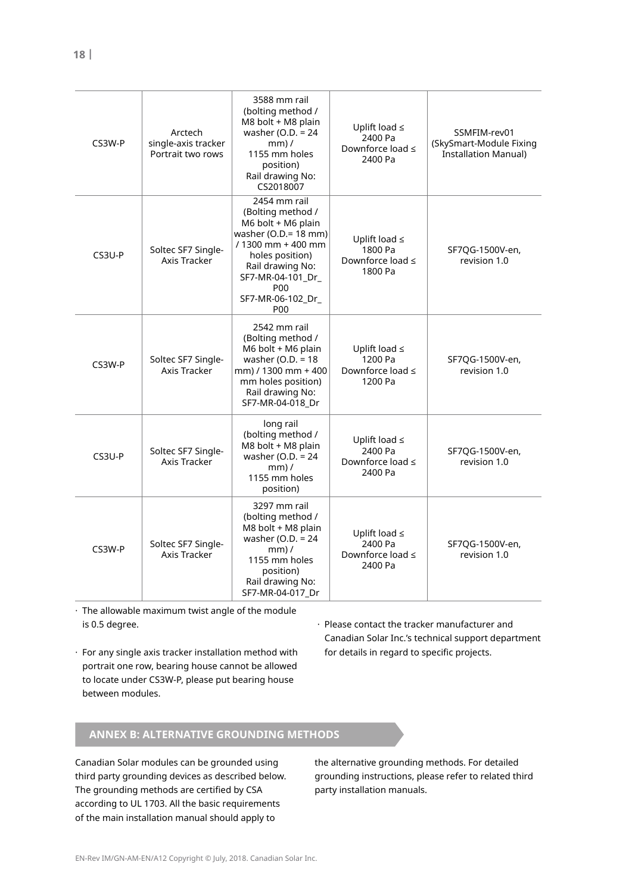| | | | | |
|---|---|---|---|---|
| CS3W-P | Arctech single-axis tracker Portrait two rows | 3588 mm rail (bolting method / M8 bolt + M8 plain washer (O.D. = 24 mm) / 1155 mm holes position) Rail drawing No: CS2018007 | Uplift load ≤ 2400 Pa Downforce load ≤ 2400 Pa | SSMFIM-rev01 (SkySmart-Module Fixing Installation Manual) |
| CS3U-P | Soltec SF7 Single-Axis Tracker | 2454 mm rail (Bolting method / M6 bolt + M6 plain washer (O.D.= 18 mm) / 1300 mm + 400 mm holes position) Rail drawing No: SF7-MR-04-101_Dr_P00 SF7-MR-06-102_Dr_P00 | Uplift load ≤ 1800 Pa Downforce load ≤ 1800 Pa | SF7QG-1500V-en, revision 1.0 |
| CS3W-P | Soltec SF7 Single-Axis Tracker | 2542 mm rail (Bolting method / M6 bolt + M6 plain washer (O.D. = 18 mm) / 1300 mm + 400 mm holes position) Rail drawing No: SF7-MR-04-018_Dr | Uplift load ≤ 1200 Pa Downforce load ≤ 1200 Pa | SF7QG-1500V-en, revision 1.0 |
| CS3U-P | Soltec SF7 Single-Axis Tracker | long rail (bolting method / M8 bolt + M8 plain washer (O.D. = 24 mm) / 1155 mm holes position) | Uplift load ≤ 2400 Pa Downforce load ≤ 2400 Pa | SF7QG-1500V-en, revision 1.0 |
| CS3W-P | Soltec SF7 Single-Axis Tracker | 3297 mm rail (bolting method / M8 bolt + M8 plain washer (O.D. = 24 mm) / 1155 mm holes position) Rail drawing No: SF7-MR-04-017_Dr | Uplift load ≤ 2400 Pa Downforce load ≤ 2400 Pa | SF7QG-1500V-en, revision 1.0 |

- The allowable maximum twist angle of the module is 0.5 degree.
- For any single axis tracker installation method with portrait one row, bearing house cannot be allowed to locate under CS3W-P, please put bearing house between modules.
- Please contact the tracker manufacturer and Canadian Solar Inc.'s technical support department for details in regard to specific projects.

## ANNEX B: ALTERNATIVE GROUNDING METHODS

Canadian Solar modules can be grounded using third party grounding devices as described below. The grounding methods are certified by CSA according to UL 1703. All the basic requirements of the main installation manual should apply to the alternative grounding methods. For detailed grounding instructions, please refer to related third party installation manuals.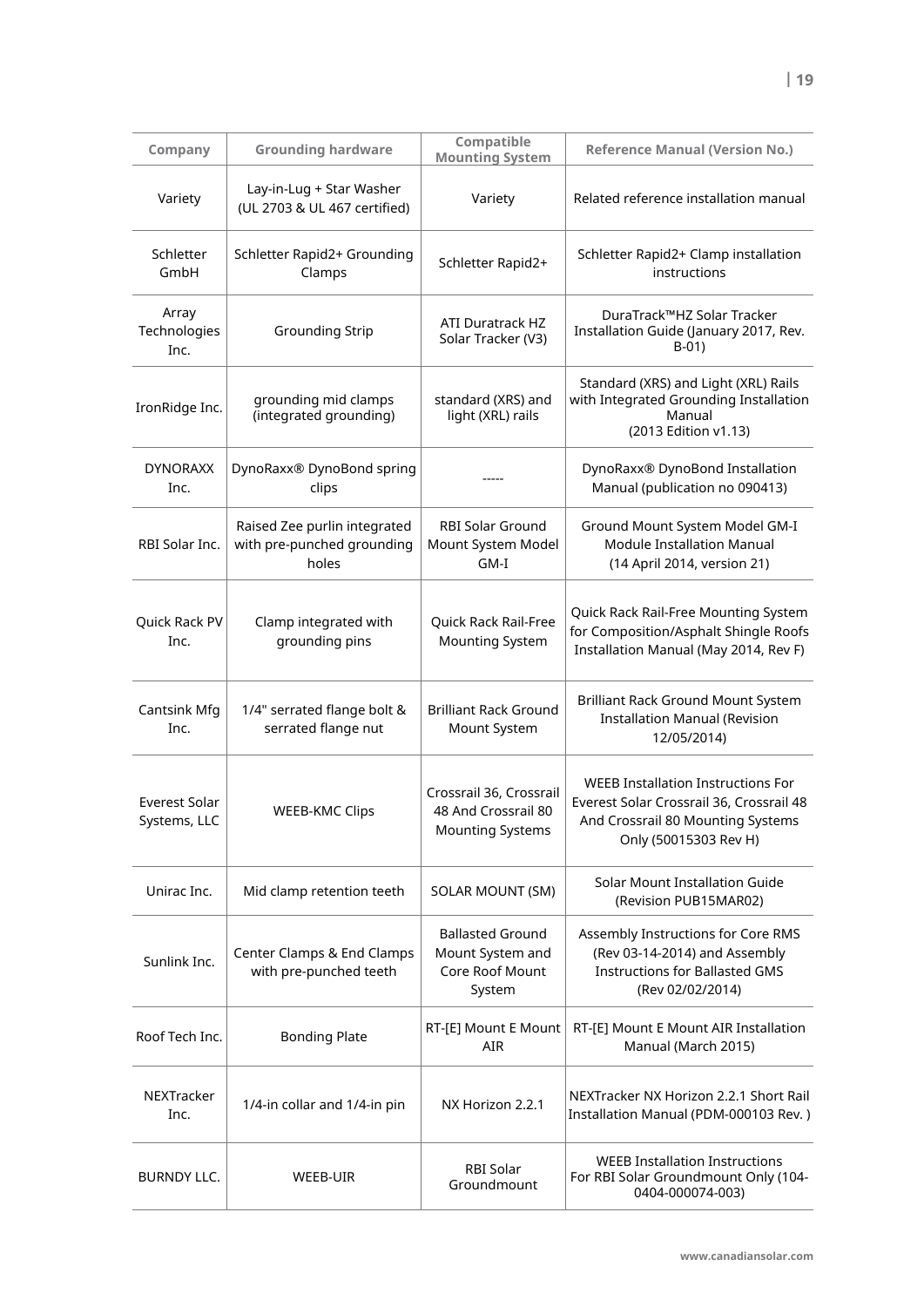| Company | Grounding hardware | Compatible Mounting System | Reference Manual (Version No.) |
|---|---|---|---|
| Variety | Lay-in-Lug + Star Washer (UL 2703 & UL 467 certified) | Variety | Related reference installation manual |
| Schletter GmbH | Schletter Rapid2+ Grounding Clamps | Schletter Rapid2+ | Schletter Rapid2+ Clamp installation instructions |
| Array Technologies Inc. | Grounding Strip | ATI Duratrack HZ Solar Tracker (V3) | DuraTrack™HZ Solar Tracker Installation Guide (January 2017, Rev. B-01) |
| IronRidge Inc. | grounding mid clamps (integrated grounding) | standard (XRS) and light (XRL) rails | Standard (XRS) and Light (XRL) Rails with Integrated Grounding Installation Manual (2013 Edition v1.13) |
| DYNORAXX Inc. | DynoRaxx® DynoBond spring clips | ----- | DynoRaxx® DynoBond Installation Manual (publication no 090413) |
| RBI Solar Inc. | Raised Zee purlin integrated with pre-punched grounding holes | RBI Solar Ground Mount System Model GM-I | Ground Mount System Model GM-I Module Installation Manual (14 April 2014, version 21) |
| Quick Rack PV Inc. | Clamp integrated with grounding pins | Quick Rack Rail-Free Mounting System | Quick Rack Rail-Free Mounting System for Composition/Asphalt Shingle Roofs Installation Manual (May 2014, Rev F) |
| Cantsink Mfg Inc. | 1/4" serrated flange bolt & serrated flange nut | Brilliant Rack Ground Mount System | Brilliant Rack Ground Mount System Installation Manual (Revision 12/05/2014) |
| Everest Solar Systems, LLC | WEEB-KMC Clips | Crossrail 36, Crossrail 48 And Crossrail 80 Mounting Systems | WEEB Installation Instructions For Everest Solar Crossrail 36, Crossrail 48 And Crossrail 80 Mounting Systems Only (50015303 Rev H) |
| Unirac Inc. | Mid clamp retention teeth | SOLAR MOUNT (SM) | Solar Mount Installation Guide (Revision PUB15MAR02) |
| Sunlink Inc. | Center Clamps & End Clamps with pre-punched teeth | Ballasted Ground Mount System and Core Roof Mount System | Assembly Instructions for Core RMS (Rev 03-14-2014) and Assembly Instructions for Ballasted GMS (Rev 02/02/2014) |
| Roof Tech Inc. | Bonding Plate | RT-[E] Mount E Mount AIR | RT-[E] Mount E Mount AIR Installation Manual (March 2015) |
| NEXTracker Inc. | 1/4-in collar and 1/4-in pin | NX Horizon 2.2.1 | NEXTracker NX Horizon 2.2.1 Short Rail Installation Manual (PDM-000103 Rev. ) |
| BURNDY LLC. | WEEB-UIR | RBI Solar Groundmount | WEEB Installation Instructions For RBI Solar Groundmount Only (104-0404-000074-003) |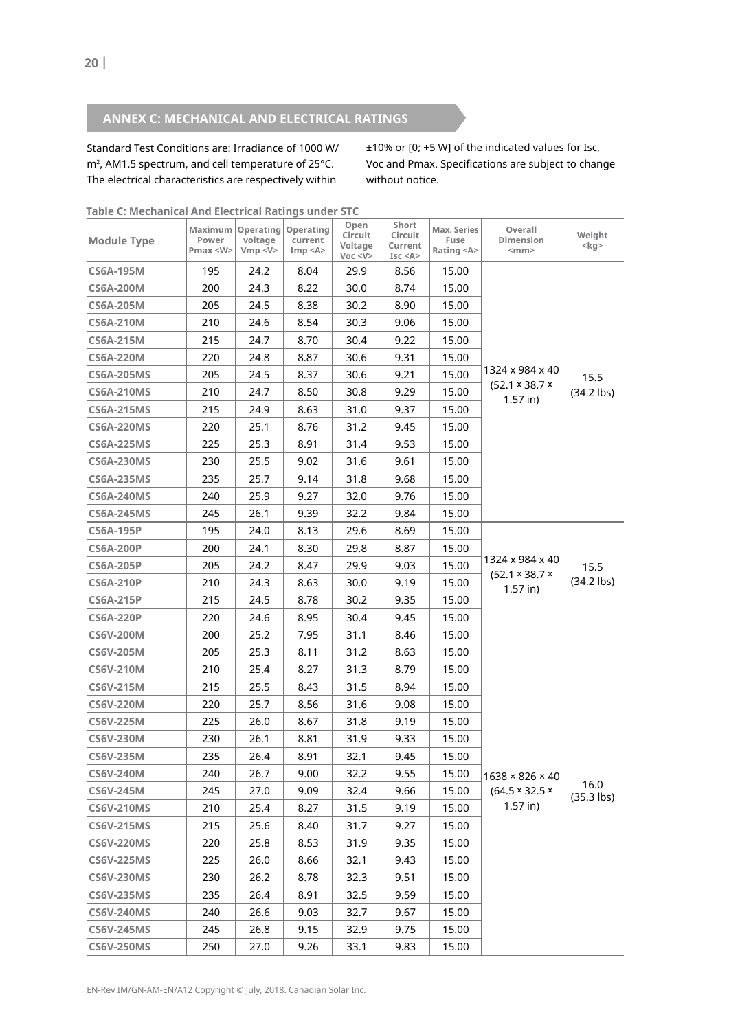## ANNEX C: MECHANICAL AND ELECTRICAL RATINGS

Standard Test Conditions are: Irradiance of 1000 W/$m^2$, AM1.5 spectrum, and cell temperature of 25°C. The electrical characteristics are respectively within ±10% or [0; +5 W] of the indicated values for Isc, Voc and Pmax. Specifications are subject to change without notice.

**Table C: Mechanical And Electrical Ratings under STC**

| Module Type | Maximum Power Pmax <W> | Operating voltage Vmp <V> | Operating current Imp <A> | Open Circuit Voltage Voc <V> | Short Circuit Current Isc <A> | Max. Series Fuse Rating <A> | Overall Dimension <mm> | Weight <kg> |
|---|---|---|---|---|---|---|---|---|
| CS6A-195M | 195 | 24.2 | 8.04 | 29.9 | 8.56 | 15.00 | 1324 x 984 x 40 (52.1 × 38.7 × 1.57 in) | 15.5 (34.2 lbs) |
| CS6A-200M | 200 | 24.3 | 8.22 | 30.0 | 8.74 | 15.00 | | |
| CS6A-205M | 205 | 24.5 | 8.38 | 30.2 | 8.90 | 15.00 | | |
| CS6A-210M | 210 | 24.6 | 8.54 | 30.3 | 9.06 | 15.00 | | |
| CS6A-215M | 215 | 24.7 | 8.70 | 30.4 | 9.22 | 15.00 | | |
| CS6A-220M | 220 | 24.8 | 8.87 | 30.6 | 9.31 | 15.00 | | |
| CS6A-205MS | 205 | 24.5 | 8.37 | 30.6 | 9.21 | 15.00 | | |
| CS6A-210MS | 210 | 24.7 | 8.50 | 30.8 | 9.29 | 15.00 | | |
| CS6A-215MS | 215 | 24.9 | 8.63 | 31.0 | 9.37 | 15.00 | | |
| CS6A-220MS | 220 | 25.1 | 8.76 | 31.2 | 9.45 | 15.00 | | |
| CS6A-225MS | 225 | 25.3 | 8.91 | 31.4 | 9.53 | 15.00 | | |
| CS6A-230MS | 230 | 25.5 | 9.02 | 31.6 | 9.61 | 15.00 | | |
| CS6A-235MS | 235 | 25.7 | 9.14 | 31.8 | 9.68 | 15.00 | | |
| CS6A-240MS | 240 | 25.9 | 9.27 | 32.0 | 9.76 | 15.00 | | |
| CS6A-245MS | 245 | 26.1 | 9.39 | 32.2 | 9.84 | 15.00 | | |
| CS6A-195P | 195 | 24.0 | 8.13 | 29.6 | 8.69 | 15.00 | 1324 x 984 x 40 (52.1 × 38.7 × 1.57 in) | 15.5 (34.2 lbs) |
| CS6A-200P | 200 | 24.1 | 8.30 | 29.8 | 8.87 | 15.00 | | |
| CS6A-205P | 205 | 24.2 | 8.47 | 29.9 | 9.03 | 15.00 | | |
| CS6A-210P | 210 | 24.3 | 8.63 | 30.0 | 9.19 | 15.00 | | |
| CS6A-215P | 215 | 24.5 | 8.78 | 30.2 | 9.35 | 15.00 | | |
| CS6A-220P | 220 | 24.6 | 8.95 | 30.4 | 9.45 | 15.00 | | |
| CS6V-200M | 200 | 25.2 | 7.95 | 31.1 | 8.46 | 15.00 | 1638 × 826 × 40 (64.5 × 32.5 × 1.57 in) | 16.0 (35.3 lbs) |
| CS6V-205M | 205 | 25.3 | 8.11 | 31.2 | 8.63 | 15.00 | | |
| CS6V-210M | 210 | 25.4 | 8.27 | 31.3 | 8.79 | 15.00 | | |
| CS6V-215M | 215 | 25.5 | 8.43 | 31.5 | 8.94 | 15.00 | | |
| CS6V-220M | 220 | 25.7 | 8.56 | 31.6 | 9.08 | 15.00 | | |
| CS6V-225M | 225 | 26.0 | 8.67 | 31.8 | 9.19 | 15.00 | | |
| CS6V-230M | 230 | 26.1 | 8.81 | 31.9 | 9.33 | 15.00 | | |
| CS6V-235M | 235 | 26.4 | 8.91 | 32.1 | 9.45 | 15.00 | | |
| CS6V-240M | 240 | 26.7 | 9.00 | 32.2 | 9.55 | 15.00 | | |
| CS6V-245M | 245 | 27.0 | 9.09 | 32.4 | 9.66 | 15.00 | | |
| CS6V-210MS | 210 | 25.4 | 8.27 | 31.5 | 9.19 | 15.00 | | |
| CS6V-215MS | 215 | 25.6 | 8.40 | 31.7 | 9.27 | 15.00 | | |
| CS6V-220MS | 220 | 25.8 | 8.53 | 31.9 | 9.35 | 15.00 | | |
| CS6V-225MS | 225 | 26.0 | 8.66 | 32.1 | 9.43 | 15.00 | | |
| CS6V-230MS | 230 | 26.2 | 8.78 | 32.3 | 9.51 | 15.00 | | |
| CS6V-235MS | 235 | 26.4 | 8.91 | 32.5 | 9.59 | 15.00 | | |
| CS6V-240MS | 240 | 26.6 | 9.03 | 32.7 | 9.67 | 15.00 | | |
| CS6V-245MS | 245 | 26.8 | 9.15 | 32.9 | 9.75 | 15.00 | | |
| CS6V-250MS | 250 | 27.0 | 9.26 | 33.1 | 9.83 | 15.00 | | |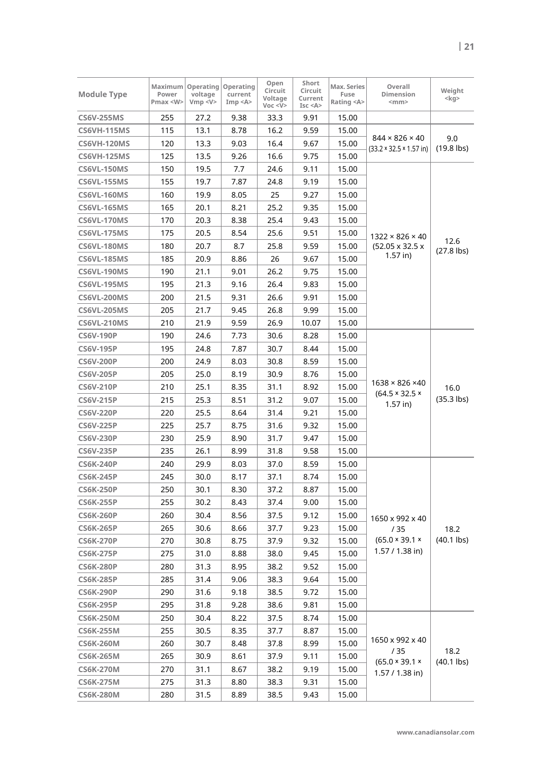| Module Type | Maximum Power Pmax <W> | Operating voltage Vmp <V> | Operating current Imp <A> | Open Circuit Voltage Voc <V> | Short Circuit Current Isc <A> | Max. Series Fuse Rating <A> | Overall Dimension <mm> | Weight <kg> |
|---|---|---|---|---|---|---|---|---|
| CS6V-255MS | 255 | 27.2 | 9.38 | 33.3 | 9.91 | 15.00 | | |
| CS6VH-115MS | 115 | 13.1 | 8.78 | 16.2 | 9.59 | 15.00 | 844 × 826 × 40 (33.2 × 32.5 × 1.57 in) | 9.0 (19.8 lbs) |
| CS6VH-120MS | 120 | 13.3 | 9.03 | 16.4 | 9.67 | 15.00 | | |
| CS6VH-125MS | 125 | 13.5 | 9.26 | 16.6 | 9.75 | 15.00 | | |
| CS6VL-150MS | 150 | 19.5 | 7.7 | 24.6 | 9.11 | 15.00 | 1322 × 826 × 40 (52.05 x 32.5 x 1.57 in) | 12.6 (27.8 lbs) |
| CS6VL-155MS | 155 | 19.7 | 7.87 | 24.8 | 9.19 | 15.00 | | |
| CS6VL-160MS | 160 | 19.9 | 8.05 | 25 | 9.27 | 15.00 | | |
| CS6VL-165MS | 165 | 20.1 | 8.21 | 25.2 | 9.35 | 15.00 | | |
| CS6VL-170MS | 170 | 20.3 | 8.38 | 25.4 | 9.43 | 15.00 | | |
| CS6VL-175MS | 175 | 20.5 | 8.54 | 25.6 | 9.51 | 15.00 | | |
| CS6VL-180MS | 180 | 20.7 | 8.7 | 25.8 | 9.59 | 15.00 | | |
| CS6VL-185MS | 185 | 20.9 | 8.86 | 26 | 9.67 | 15.00 | | |
| CS6VL-190MS | 190 | 21.1 | 9.01 | 26.2 | 9.75 | 15.00 | | |
| CS6VL-195MS | 195 | 21.3 | 9.16 | 26.4 | 9.83 | 15.00 | | |
| CS6VL-200MS | 200 | 21.5 | 9.31 | 26.6 | 9.91 | 15.00 | | |
| CS6VL-205MS | 205 | 21.7 | 9.45 | 26.8 | 9.99 | 15.00 | | |
| CS6VL-210MS | 210 | 21.9 | 9.59 | 26.9 | 10.07 | 15.00 | | |
| CS6V-190P | 190 | 24.6 | 7.73 | 30.6 | 8.28 | 15.00 | 1638 × 826 ×40 (64.5 × 32.5 × 1.57 in) | 16.0 (35.3 lbs) |
| CS6V-195P | 195 | 24.8 | 7.87 | 30.7 | 8.44 | 15.00 | | |
| CS6V-200P | 200 | 24.9 | 8.03 | 30.8 | 8.59 | 15.00 | | |
| CS6V-205P | 205 | 25.0 | 8.19 | 30.9 | 8.76 | 15.00 | | |
| CS6V-210P | 210 | 25.1 | 8.35 | 31.1 | 8.92 | 15.00 | | |
| CS6V-215P | 215 | 25.3 | 8.51 | 31.2 | 9.07 | 15.00 | | |
| CS6V-220P | 220 | 25.5 | 8.64 | 31.4 | 9.21 | 15.00 | | |
| CS6V-225P | 225 | 25.7 | 8.75 | 31.6 | 9.32 | 15.00 | | |
| CS6V-230P | 230 | 25.9 | 8.90 | 31.7 | 9.47 | 15.00 | | |
| CS6V-235P | 235 | 26.1 | 8.99 | 31.8 | 9.58 | 15.00 | | |
| CS6K-240P | 240 | 29.9 | 8.03 | 37.0 | 8.59 | 15.00 | 1650 x 992 x 40 / 35 (65.0 × 39.1 × 1.57 / 1.38 in) | 18.2 (40.1 lbs) |
| CS6K-245P | 245 | 30.0 | 8.17 | 37.1 | 8.74 | 15.00 | | |
| CS6K-250P | 250 | 30.1 | 8.30 | 37.2 | 8.87 | 15.00 | | |
| CS6K-255P | 255 | 30.2 | 8.43 | 37.4 | 9.00 | 15.00 | | |
| CS6K-260P | 260 | 30.4 | 8.56 | 37.5 | 9.12 | 15.00 | | |
| CS6K-265P | 265 | 30.6 | 8.66 | 37.7 | 9.23 | 15.00 | | |
| CS6K-270P | 270 | 30.8 | 8.75 | 37.9 | 9.32 | 15.00 | | |
| CS6K-275P | 275 | 31.0 | 8.88 | 38.0 | 9.45 | 15.00 | | |
| CS6K-280P | 280 | 31.3 | 8.95 | 38.2 | 9.52 | 15.00 | | |
| CS6K-285P | 285 | 31.4 | 9.06 | 38.3 | 9.64 | 15.00 | | |
| CS6K-290P | 290 | 31.6 | 9.18 | 38.5 | 9.72 | 15.00 | | |
| CS6K-295P | 295 | 31.8 | 9.28 | 38.6 | 9.81 | 15.00 | | |
| CS6K-250M | 250 | 30.4 | 8.22 | 37.5 | 8.74 | 15.00 | 1650 x 992 x 40 / 35 (65.0 × 39.1 × 1.57 / 1.38 in) | 18.2 (40.1 lbs) |
| CS6K-255M | 255 | 30.5 | 8.35 | 37.7 | 8.87 | 15.00 | | |
| CS6K-260M | 260 | 30.7 | 8.48 | 37.8 | 8.99 | 15.00 | | |
| CS6K-265M | 265 | 30.9 | 8.61 | 37.9 | 9.11 | 15.00 | | |
| CS6K-270M | 270 | 31.1 | 8.67 | 38.2 | 9.19 | 15.00 | | |
| CS6K-275M | 275 | 31.3 | 8.80 | 38.3 | 9.31 | 15.00 | | |
| CS6K-280M | 280 | 31.5 | 8.89 | 38.5 | 9.43 | 15.00 | | |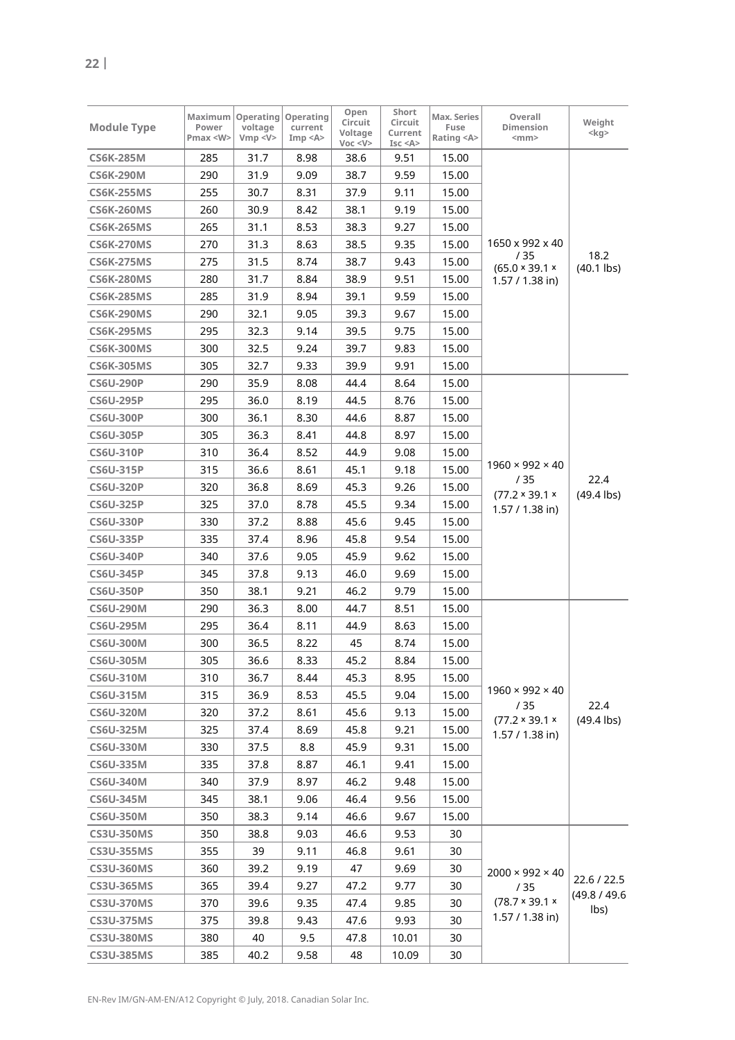| Module Type | Maximum Power Pmax <W> | Operating voltage Vmp <V> | Operating current Imp <A> | Open Circuit Voltage Voc <V> | Short Circuit Current Isc <A> | Max. Series Fuse Rating <A> | Overall Dimension <mm> | Weight <kg> |
|---|---|---|---|---|---|---|---|---|
| **CS6K-285M** | 285 | 31.7 | 8.98 | 38.6 | 9.51 | 15.00 | 1650 x 992 x 40 / 35 (65.0 × 39.1 × 1.57 / 1.38 in) | 18.2 (40.1 lbs) |
| **CS6K-290M** | 290 | 31.9 | 9.09 | 38.7 | 9.59 | 15.00 | | |
| **CS6K-255MS** | 255 | 30.7 | 8.31 | 37.9 | 9.11 | 15.00 | | |
| **CS6K-260MS** | 260 | 30.9 | 8.42 | 38.1 | 9.19 | 15.00 | | |
| **CS6K-265MS** | 265 | 31.1 | 8.53 | 38.3 | 9.27 | 15.00 | | |
| **CS6K-270MS** | 270 | 31.3 | 8.63 | 38.5 | 9.35 | 15.00 | | |
| **CS6K-275MS** | 275 | 31.5 | 8.74 | 38.7 | 9.43 | 15.00 | | |
| **CS6K-280MS** | 280 | 31.7 | 8.84 | 38.9 | 9.51 | 15.00 | | |
| **CS6K-285MS** | 285 | 31.9 | 8.94 | 39.1 | 9.59 | 15.00 | | |
| **CS6K-290MS** | 290 | 32.1 | 9.05 | 39.3 | 9.67 | 15.00 | | |
| **CS6K-295MS** | 295 | 32.3 | 9.14 | 39.5 | 9.75 | 15.00 | | |
| **CS6K-300MS** | 300 | 32.5 | 9.24 | 39.7 | 9.83 | 15.00 | | |
| **CS6K-305MS** | 305 | 32.7 | 9.33 | 39.9 | 9.91 | 15.00 | | |
| **CS6U-290P** | 290 | 35.9 | 8.08 | 44.4 | 8.64 | 15.00 | 1960 × 992 × 40 / 35 (77.2 × 39.1 × 1.57 / 1.38 in) | 22.4 (49.4 lbs) |
| **CS6U-295P** | 295 | 36.0 | 8.19 | 44.5 | 8.76 | 15.00 | | |
| **CS6U-300P** | 300 | 36.1 | 8.30 | 44.6 | 8.87 | 15.00 | | |
| **CS6U-305P** | 305 | 36.3 | 8.41 | 44.8 | 8.97 | 15.00 | | |
| **CS6U-310P** | 310 | 36.4 | 8.52 | 44.9 | 9.08 | 15.00 | | |
| **CS6U-315P** | 315 | 36.6 | 8.61 | 45.1 | 9.18 | 15.00 | | |
| **CS6U-320P** | 320 | 36.8 | 8.69 | 45.3 | 9.26 | 15.00 | | |
| **CS6U-325P** | 325 | 37.0 | 8.78 | 45.5 | 9.34 | 15.00 | | |
| **CS6U-330P** | 330 | 37.2 | 8.88 | 45.6 | 9.45 | 15.00 | | |
| **CS6U-335P** | 335 | 37.4 | 8.96 | 45.8 | 9.54 | 15.00 | | |
| **CS6U-340P** | 340 | 37.6 | 9.05 | 45.9 | 9.62 | 15.00 | | |
| **CS6U-345P** | 345 | 37.8 | 9.13 | 46.0 | 9.69 | 15.00 | | |
| **CS6U-350P** | 350 | 38.1 | 9.21 | 46.2 | 9.79 | 15.00 | | |
| **CS6U-290M** | 290 | 36.3 | 8.00 | 44.7 | 8.51 | 15.00 | 1960 × 992 × 40 / 35 (77.2 × 39.1 × 1.57 / 1.38 in) | 22.4 (49.4 lbs) |
| **CS6U-295M** | 295 | 36.4 | 8.11 | 44.9 | 8.63 | 15.00 | | |
| **CS6U-300M** | 300 | 36.5 | 8.22 | 45 | 8.74 | 15.00 | | |
| **CS6U-305M** | 305 | 36.6 | 8.33 | 45.2 | 8.84 | 15.00 | | |
| **CS6U-310M** | 310 | 36.7 | 8.44 | 45.3 | 8.95 | 15.00 | | |
| **CS6U-315M** | 315 | 36.9 | 8.53 | 45.5 | 9.04 | 15.00 | | |
| **CS6U-320M** | 320 | 37.2 | 8.61 | 45.6 | 9.13 | 15.00 | | |
| **CS6U-325M** | 325 | 37.4 | 8.69 | 45.8 | 9.21 | 15.00 | | |
| **CS6U-330M** | 330 | 37.5 | 8.8 | 45.9 | 9.31 | 15.00 | | |
| **CS6U-335M** | 335 | 37.8 | 8.87 | 46.1 | 9.41 | 15.00 | | |
| **CS6U-340M** | 340 | 37.9 | 8.97 | 46.2 | 9.48 | 15.00 | | |
| **CS6U-345M** | 345 | 38.1 | 9.06 | 46.4 | 9.56 | 15.00 | | |
| **CS6U-350M** | 350 | 38.3 | 9.14 | 46.6 | 9.67 | 15.00 | | |
| **CS3U-350MS** | 350 | 38.8 | 9.03 | 46.6 | 9.53 | 30 | 2000 × 992 × 40 / 35 (78.7 × 39.1 × 1.57 / 1.38 in) | 22.6 / 22.5 (49.8 / 49.6 lbs) |
| **CS3U-355MS** | 355 | 39 | 9.11 | 46.8 | 9.61 | 30 | | |
| **CS3U-360MS** | 360 | 39.2 | 9.19 | 47 | 9.69 | 30 | | |
| **CS3U-365MS** | 365 | 39.4 | 9.27 | 47.2 | 9.77 | 30 | | |
| **CS3U-370MS** | 370 | 39.6 | 9.35 | 47.4 | 9.85 | 30 | | |
| **CS3U-375MS** | 375 | 39.8 | 9.43 | 47.6 | 9.93 | 30 | | |
| **CS3U-380MS** | 380 | 40 | 9.5 | 47.8 | 10.01 | 30 | | |
| **CS3U-385MS** | 385 | 40.2 | 9.58 | 48 | 10.09 | 30 | | |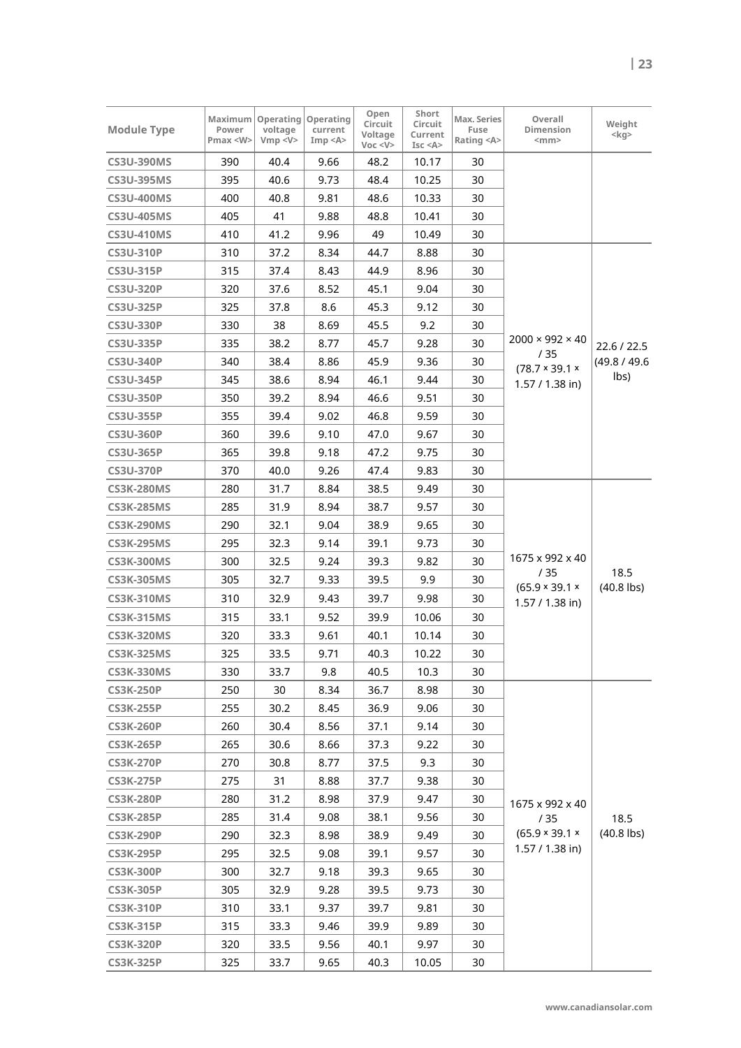| Module Type | Maximum Power Pmax <W> | Operating voltage Vmp <V> | Operating current Imp <A> | Open Circuit Voltage Voc <V> | Short Circuit Current Isc <A> | Max. Series Fuse Rating <A> | Overall Dimension <mm> | Weight <kg> |
|---|---|---|---|---|---|---|---|---|
| CS3U-390MS | 390 | 40.4 | 9.66 | 48.2 | 10.17 | 30 | | |
| CS3U-395MS | 395 | 40.6 | 9.73 | 48.4 | 10.25 | 30 | | |
| CS3U-400MS | 400 | 40.8 | 9.81 | 48.6 | 10.33 | 30 | | |
| CS3U-405MS | 405 | 41 | 9.88 | 48.8 | 10.41 | 30 | | |
| CS3U-410MS | 410 | 41.2 | 9.96 | 49 | 10.49 | 30 | | |
| CS3U-310P | 310 | 37.2 | 8.34 | 44.7 | 8.88 | 30 | 2000 × 992 × 40 / 35 (78.7 × 39.1 × 1.57 / 1.38 in) | 22.6 / 22.5 (49.8 / 49.6 lbs) |
| CS3U-315P | 315 | 37.4 | 8.43 | 44.9 | 8.96 | 30 | | |
| CS3U-320P | 320 | 37.6 | 8.52 | 45.1 | 9.04 | 30 | | |
| CS3U-325P | 325 | 37.8 | 8.6 | 45.3 | 9.12 | 30 | | |
| CS3U-330P | 330 | 38 | 8.69 | 45.5 | 9.2 | 30 | | |
| CS3U-335P | 335 | 38.2 | 8.77 | 45.7 | 9.28 | 30 | | |
| CS3U-340P | 340 | 38.4 | 8.86 | 45.9 | 9.36 | 30 | | |
| CS3U-345P | 345 | 38.6 | 8.94 | 46.1 | 9.44 | 30 | | |
| CS3U-350P | 350 | 39.2 | 8.94 | 46.6 | 9.51 | 30 | | |
| CS3U-355P | 355 | 39.4 | 9.02 | 46.8 | 9.59 | 30 | | |
| CS3U-360P | 360 | 39.6 | 9.10 | 47.0 | 9.67 | 30 | | |
| CS3U-365P | 365 | 39.8 | 9.18 | 47.2 | 9.75 | 30 | | |
| CS3U-370P | 370 | 40.0 | 9.26 | 47.4 | 9.83 | 30 | | |
| CS3K-280MS | 280 | 31.7 | 8.84 | 38.5 | 9.49 | 30 | 1675 x 992 x 40 / 35 (65.9 × 39.1 × 1.57 / 1.38 in) | 18.5 (40.8 lbs) |
| CS3K-285MS | 285 | 31.9 | 8.94 | 38.7 | 9.57 | 30 | | |
| CS3K-290MS | 290 | 32.1 | 9.04 | 38.9 | 9.65 | 30 | | |
| CS3K-295MS | 295 | 32.3 | 9.14 | 39.1 | 9.73 | 30 | | |
| CS3K-300MS | 300 | 32.5 | 9.24 | 39.3 | 9.82 | 30 | | |
| CS3K-305MS | 305 | 32.7 | 9.33 | 39.5 | 9.9 | 30 | | |
| CS3K-310MS | 310 | 32.9 | 9.43 | 39.7 | 9.98 | 30 | | |
| CS3K-315MS | 315 | 33.1 | 9.52 | 39.9 | 10.06 | 30 | | |
| CS3K-320MS | 320 | 33.3 | 9.61 | 40.1 | 10.14 | 30 | | |
| CS3K-325MS | 325 | 33.5 | 9.71 | 40.3 | 10.22 | 30 | | |
| CS3K-330MS | 330 | 33.7 | 9.8 | 40.5 | 10.3 | 30 | | |
| CS3K-250P | 250 | 30 | 8.34 | 36.7 | 8.98 | 30 | 1675 x 992 x 40 / 35 (65.9 × 39.1 × 1.57 / 1.38 in) | 18.5 (40.8 lbs) |
| CS3K-255P | 255 | 30.2 | 8.45 | 36.9 | 9.06 | 30 | | |
| CS3K-260P | 260 | 30.4 | 8.56 | 37.1 | 9.14 | 30 | | |
| CS3K-265P | 265 | 30.6 | 8.66 | 37.3 | 9.22 | 30 | | |
| CS3K-270P | 270 | 30.8 | 8.77 | 37.5 | 9.3 | 30 | | |
| CS3K-275P | 275 | 31 | 8.88 | 37.7 | 9.38 | 30 | | |
| CS3K-280P | 280 | 31.2 | 8.98 | 37.9 | 9.47 | 30 | | |
| CS3K-285P | 285 | 31.4 | 9.08 | 38.1 | 9.56 | 30 | | |
| CS3K-290P | 290 | 32.3 | 8.98 | 38.9 | 9.49 | 30 | | |
| CS3K-295P | 295 | 32.5 | 9.08 | 39.1 | 9.57 | 30 | | |
| CS3K-300P | 300 | 32.7 | 9.18 | 39.3 | 9.65 | 30 | | |
| CS3K-305P | 305 | 32.9 | 9.28 | 39.5 | 9.73 | 30 | | |
| CS3K-310P | 310 | 33.1 | 9.37 | 39.7 | 9.81 | 30 | | |
| CS3K-315P | 315 | 33.3 | 9.46 | 39.9 | 9.89 | 30 | | |
| CS3K-320P | 320 | 33.5 | 9.56 | 40.1 | 9.97 | 30 | | |
| CS3K-325P | 325 | 33.7 | 9.65 | 40.3 | 10.05 | 30 | | |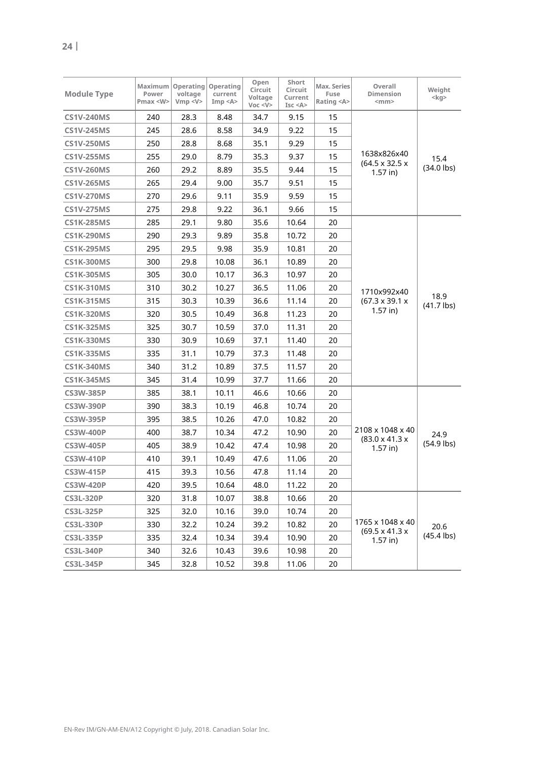| Module Type | Maximum Power Pmax <W> | Operating voltage Vmp <V> | Operating current Imp <A> | Open Circuit Voltage Voc <V> | Short Circuit Current Isc <A> | Max. Series Fuse Rating <A> | Overall Dimension <mm> | Weight <kg> |
|---|---|---|---|---|---|---|---|---|
| CS1V-240MS | 240 | 28.3 | 8.48 | 34.7 | 9.15 | 15 | 1638x826x40 (64.5 x 32.5 x 1.57 in) | 15.4 (34.0 lbs) |
| CS1V-245MS | 245 | 28.6 | 8.58 | 34.9 | 9.22 | 15 | | |
| CS1V-250MS | 250 | 28.8 | 8.68 | 35.1 | 9.29 | 15 | | |
| CS1V-255MS | 255 | 29.0 | 8.79 | 35.3 | 9.37 | 15 | | |
| CS1V-260MS | 260 | 29.2 | 8.89 | 35.5 | 9.44 | 15 | | |
| CS1V-265MS | 265 | 29.4 | 9.00 | 35.7 | 9.51 | 15 | | |
| CS1V-270MS | 270 | 29.6 | 9.11 | 35.9 | 9.59 | 15 | | |
| CS1V-275MS | 275 | 29.8 | 9.22 | 36.1 | 9.66 | 15 | | |
| CS1K-285MS | 285 | 29.1 | 9.80 | 35.6 | 10.64 | 20 | 1710x992x40 (67.3 x 39.1 x 1.57 in) | 18.9 (41.7 lbs) |
| CS1K-290MS | 290 | 29.3 | 9.89 | 35.8 | 10.72 | 20 | | |
| CS1K-295MS | 295 | 29.5 | 9.98 | 35.9 | 10.81 | 20 | | |
| CS1K-300MS | 300 | 29.8 | 10.08 | 36.1 | 10.89 | 20 | | |
| CS1K-305MS | 305 | 30.0 | 10.17 | 36.3 | 10.97 | 20 | | |
| CS1K-310MS | 310 | 30.2 | 10.27 | 36.5 | 11.06 | 20 | | |
| CS1K-315MS | 315 | 30.3 | 10.39 | 36.6 | 11.14 | 20 | | |
| CS1K-320MS | 320 | 30.5 | 10.49 | 36.8 | 11.23 | 20 | | |
| CS1K-325MS | 325 | 30.7 | 10.59 | 37.0 | 11.31 | 20 | | |
| CS1K-330MS | 330 | 30.9 | 10.69 | 37.1 | 11.40 | 20 | | |
| CS1K-335MS | 335 | 31.1 | 10.79 | 37.3 | 11.48 | 20 | | |
| CS1K-340MS | 340 | 31.2 | 10.89 | 37.5 | 11.57 | 20 | | |
| CS1K-345MS | 345 | 31.4 | 10.99 | 37.7 | 11.66 | 20 | | |
| CS3W-385P | 385 | 38.1 | 10.11 | 46.6 | 10.66 | 20 | 2108 x 1048 x 40 (83.0 x 41.3 x 1.57 in) | 24.9 (54.9 lbs) |
| CS3W-390P | 390 | 38.3 | 10.19 | 46.8 | 10.74 | 20 | | |
| CS3W-395P | 395 | 38.5 | 10.26 | 47.0 | 10.82 | 20 | | |
| CS3W-400P | 400 | 38.7 | 10.34 | 47.2 | 10.90 | 20 | | |
| CS3W-405P | 405 | 38.9 | 10.42 | 47.4 | 10.98 | 20 | | |
| CS3W-410P | 410 | 39.1 | 10.49 | 47.6 | 11.06 | 20 | | |
| CS3W-415P | 415 | 39.3 | 10.56 | 47.8 | 11.14 | 20 | | |
| CS3W-420P | 420 | 39.5 | 10.64 | 48.0 | 11.22 | 20 | | |
| CS3L-320P | 320 | 31.8 | 10.07 | 38.8 | 10.66 | 20 | 1765 x 1048 x 40 (69.5 x 41.3 x 1.57 in) | 20.6 (45.4 lbs) |
| CS3L-325P | 325 | 32.0 | 10.16 | 39.0 | 10.74 | 20 | | |
| CS3L-330P | 330 | 32.2 | 10.24 | 39.2 | 10.82 | 20 | | |
| CS3L-335P | 335 | 32.4 | 10.34 | 39.4 | 10.90 | 20 | | |
| CS3L-340P | 340 | 32.6 | 10.43 | 39.6 | 10.98 | 20 | | |
| CS3L-345P | 345 | 32.8 | 10.52 | 39.8 | 11.06 | 20 | | |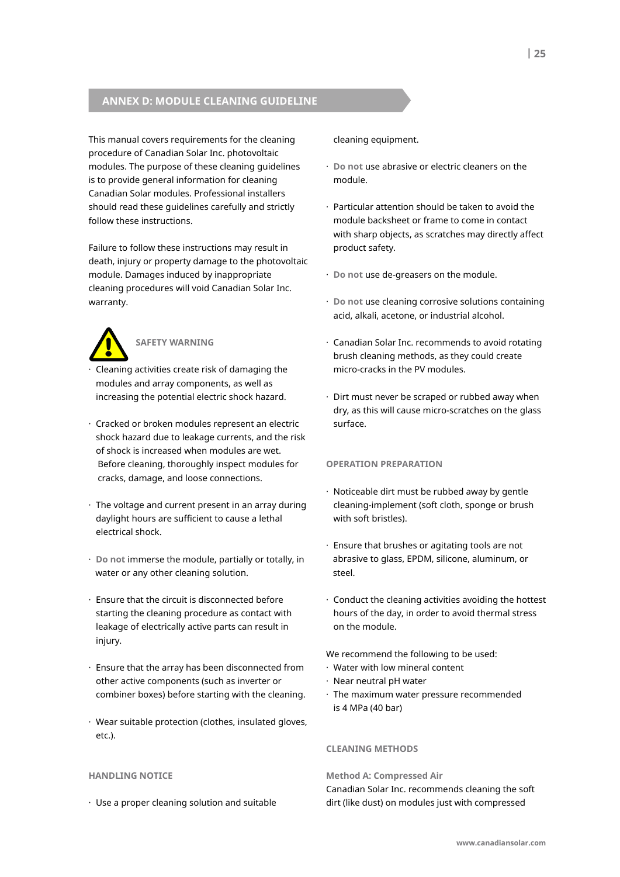## ANNEX D: MODULE CLEANING GUIDELINE

This manual covers requirements for the cleaning procedure of Canadian Solar Inc. photovoltaic modules. The purpose of these cleaning guidelines is to provide general information for cleaning Canadian Solar modules. Professional installers should read these guidelines carefully and strictly follow these instructions.

Failure to follow these instructions may result in death, injury or property damage to the photovoltaic module. Damages induced by inappropriate cleaning procedures will void Canadian Solar Inc. warranty.

### SAFETY WARNING

- Cleaning activities create risk of damaging the modules and array components, as well as increasing the potential electric shock hazard.
- Cracked or broken modules represent an electric shock hazard due to leakage currents, and the risk of shock is increased when modules are wet. Before cleaning, thoroughly inspect modules for cracks, damage, and loose connections.
- The voltage and current present in an array during daylight hours are sufficient to cause a lethal electrical shock.
- **Do not** immerse the module, partially or totally, in water or any other cleaning solution.
- Ensure that the circuit is disconnected before starting the cleaning procedure as contact with leakage of electrically active parts can result in injury.
- Ensure that the array has been disconnected from other active components (such as inverter or combiner boxes) before starting with the cleaning.
- Wear suitable protection (clothes, insulated gloves, etc.).

### HANDLING NOTICE

- Use a proper cleaning solution and suitable cleaning equipment.
- **Do not** use abrasive or electric cleaners on the module.
- Particular attention should be taken to avoid the module backsheet or frame to come in contact with sharp objects, as scratches may directly affect product safety.
- **Do not** use de-greasers on the module.
- **Do not** use cleaning corrosive solutions containing acid, alkali, acetone, or industrial alcohol.
- Canadian Solar Inc. recommends to avoid rotating brush cleaning methods, as they could create micro-cracks in the PV modules.
- Dirt must never be scraped or rubbed away when dry, as this will cause micro-scratches on the glass surface.

### OPERATION PREPARATION

- Noticeable dirt must be rubbed away by gentle cleaning-implement (soft cloth, sponge or brush with soft bristles).
- Ensure that brushes or agitating tools are not abrasive to glass, EPDM, silicone, aluminum, or steel.
- Conduct the cleaning activities avoiding the hottest hours of the day, in order to avoid thermal stress on the module.

We recommend the following to be used:

- Water with low mineral content
- Near neutral pH water
- The maximum water pressure recommended is 4 MPa (40 bar)

### CLEANING METHODS

#### Method A: Compressed Air

Canadian Solar Inc. recommends cleaning the soft dirt (like dust) on modules just with compressed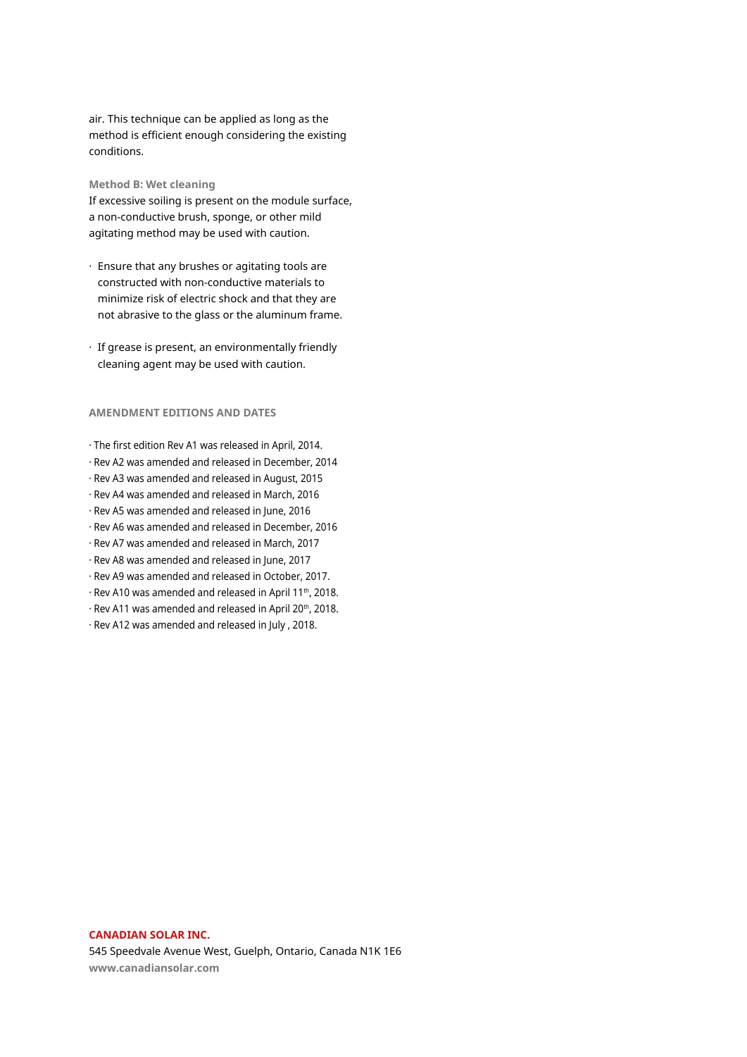air. This technique can be applied as long as the method is efficient enough considering the existing conditions.

**Method B: Wet cleaning**

If excessive soiling is present on the module surface, a non-conductive brush, sponge, or other mild agitating method may be used with caution.

- Ensure that any brushes or agitating tools are constructed with non-conductive materials to minimize risk of electric shock and that they are not abrasive to the glass or the aluminum frame.
- If grease is present, an environmentally friendly cleaning agent may be used with caution.

## AMENDMENT EDITIONS AND DATES

- The first edition Rev A1 was released in April, 2014.
- Rev A2 was amended and released in December, 2014
- Rev A3 was amended and released in August, 2015
- Rev A4 was amended and released in March, 2016
- Rev A5 was amended and released in June, 2016
- Rev A6 was amended and released in December, 2016
- Rev A7 was amended and released in March, 2017
- Rev A8 was amended and released in June, 2017
- Rev A9 was amended and released in October, 2017.
- Rev A10 was amended and released in April 11th, 2018.
- Rev A11 was amended and released in April 20th, 2018.
- Rev A12 was amended and released in July , 2018.

**CANADIAN SOLAR INC.**
545 Speedvale Avenue West, Guelph, Ontario, Canada N1K 1E6
**www.canadiansolar.com**